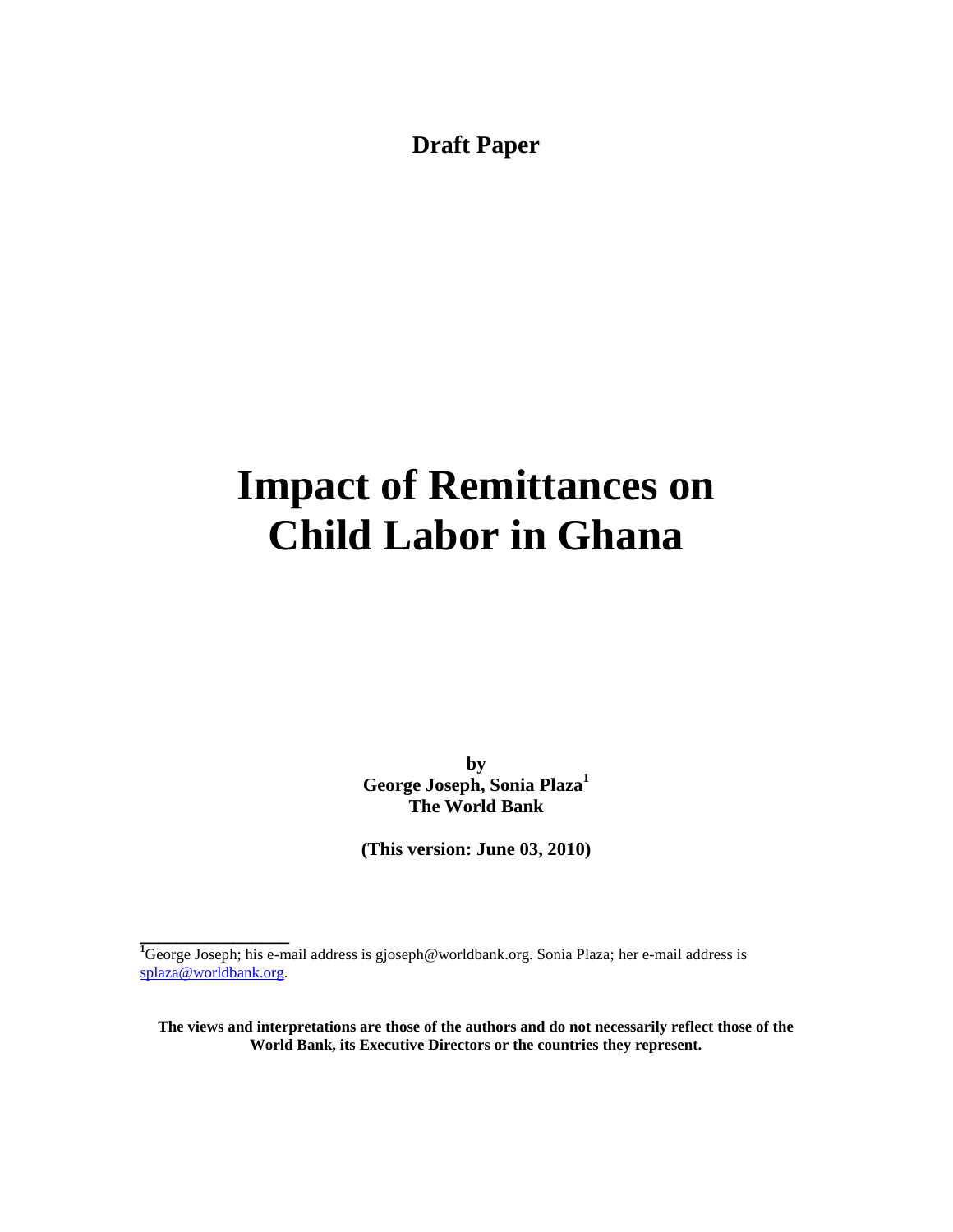**Draft Paper**

# Impact of Remittances on Child Labor in Ghana

**by**
**George Joseph, Sonia Plaza[1]**
**The World Bank**

**(This version: June 03, 2010)**

---

[1]George Joseph; his e-mail address is gjoseph@worldbank.org. Sonia Plaza; her e-mail address is splaza@worldbank.org.

**The views and interpretations are those of the authors and do not necessarily reflect those of the World Bank, its Executive Directors or the countries they represent.**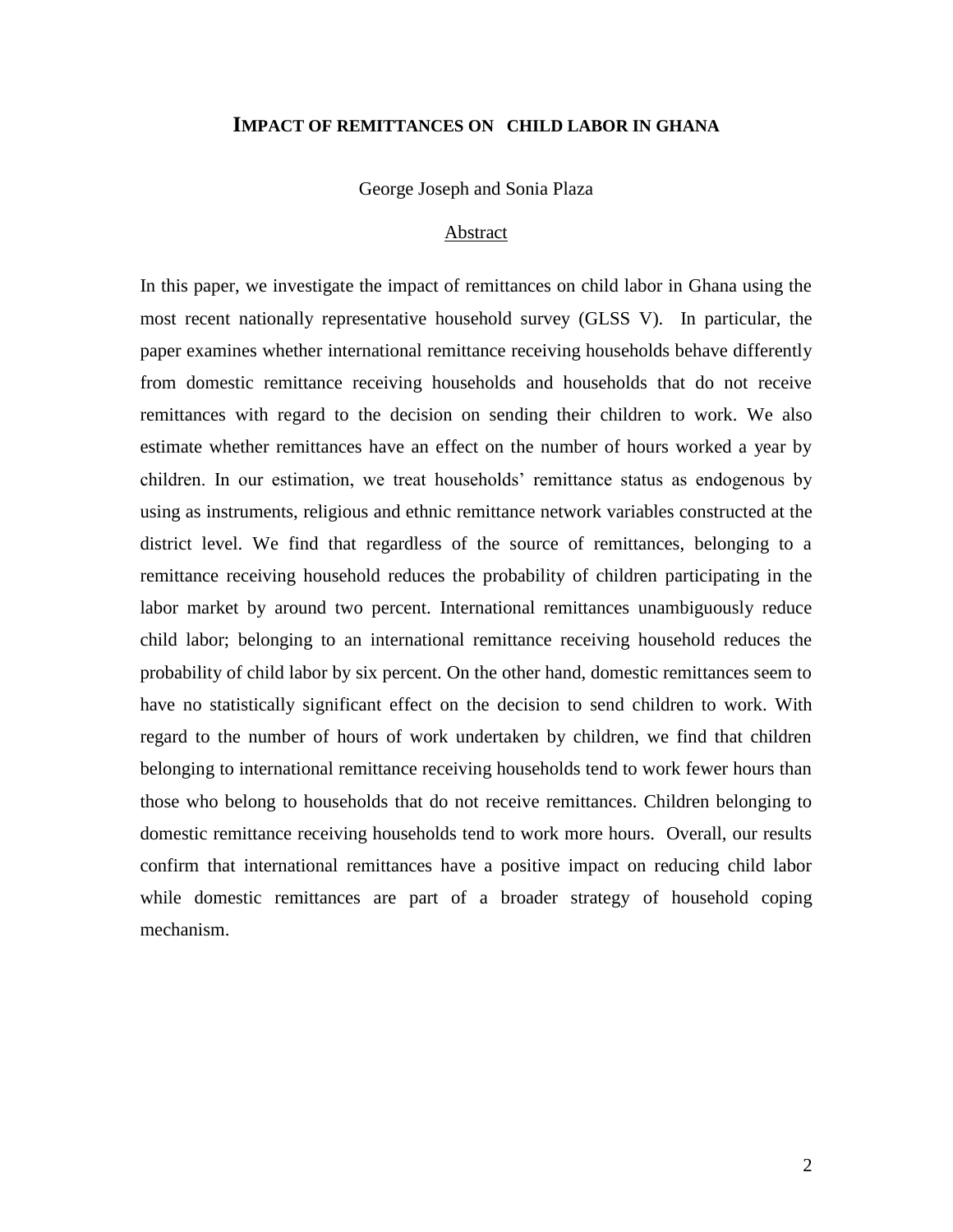# IMPACT OF REMITTANCES ON CHILD LABOR IN GHANA

George Joseph and Sonia Plaza

## Abstract

In this paper, we investigate the impact of remittances on child labor in Ghana using the most recent nationally representative household survey (GLSS V). In particular, the paper examines whether international remittance receiving households behave differently from domestic remittance receiving households and households that do not receive remittances with regard to the decision on sending their children to work. We also estimate whether remittances have an effect on the number of hours worked a year by children. In our estimation, we treat households' remittance status as endogenous by using as instruments, religious and ethnic remittance network variables constructed at the district level. We find that regardless of the source of remittances, belonging to a remittance receiving household reduces the probability of children participating in the labor market by around two percent. International remittances unambiguously reduce child labor; belonging to an international remittance receiving household reduces the probability of child labor by six percent. On the other hand, domestic remittances seem to have no statistically significant effect on the decision to send children to work. With regard to the number of hours of work undertaken by children, we find that children belonging to international remittance receiving households tend to work fewer hours than those who belong to households that do not receive remittances. Children belonging to domestic remittance receiving households tend to work more hours. Overall, our results confirm that international remittances have a positive impact on reducing child labor while domestic remittances are part of a broader strategy of household coping mechanism.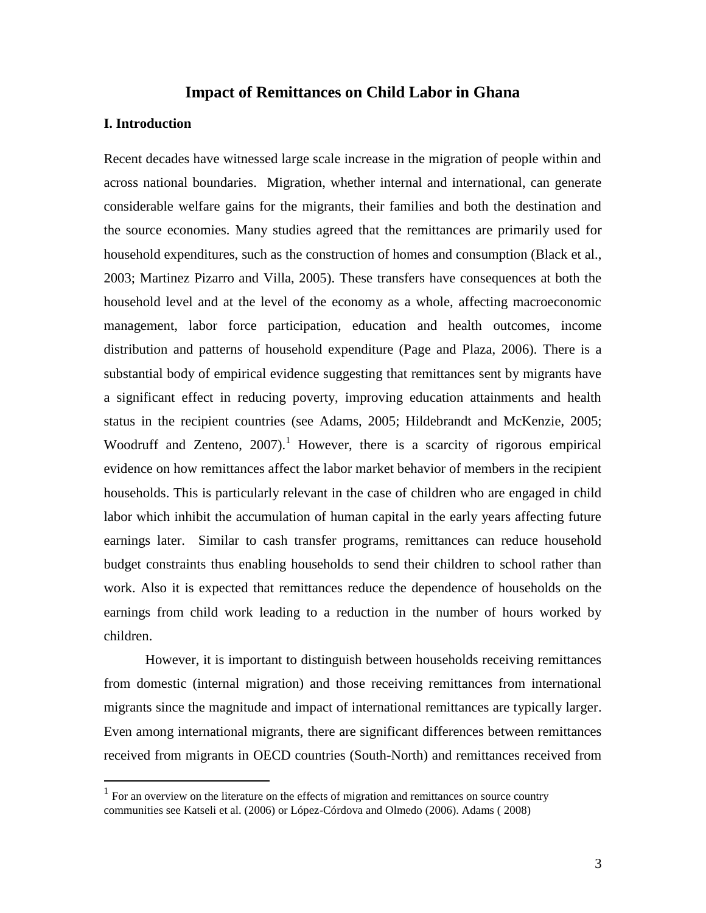# Impact of Remittances on Child Labor in Ghana

## I. Introduction

Recent decades have witnessed large scale increase in the migration of people within and across national boundaries. Migration, whether internal and international, can generate considerable welfare gains for the migrants, their families and both the destination and the source economies. Many studies agreed that the remittances are primarily used for household expenditures, such as the construction of homes and consumption (Black et al., 2003; Martinez Pizarro and Villa, 2005). These transfers have consequences at both the household level and at the level of the economy as a whole, affecting macroeconomic management, labor force participation, education and health outcomes, income distribution and patterns of household expenditure (Page and Plaza, 2006). There is a substantial body of empirical evidence suggesting that remittances sent by migrants have a significant effect in reducing poverty, improving education attainments and health status in the recipient countries (see Adams, 2005; Hildebrandt and McKenzie, 2005; Woodruff and Zenteno, 2007).[1] However, there is a scarcity of rigorous empirical evidence on how remittances affect the labor market behavior of members in the recipient households. This is particularly relevant in the case of children who are engaged in child labor which inhibit the accumulation of human capital in the early years affecting future earnings later. Similar to cash transfer programs, remittances can reduce household budget constraints thus enabling households to send their children to school rather than work. Also it is expected that remittances reduce the dependence of households on the earnings from child work leading to a reduction in the number of hours worked by children.

However, it is important to distinguish between households receiving remittances from domestic (internal migration) and those receiving remittances from international migrants since the magnitude and impact of international remittances are typically larger. Even among international migrants, there are significant differences between remittances received from migrants in OECD countries (South-North) and remittances received from

[1] For an overview on the literature on the effects of migration and remittances on source country communities see Katseli et al. (2006) or López-Córdova and Olmedo (2006). Adams ( 2008)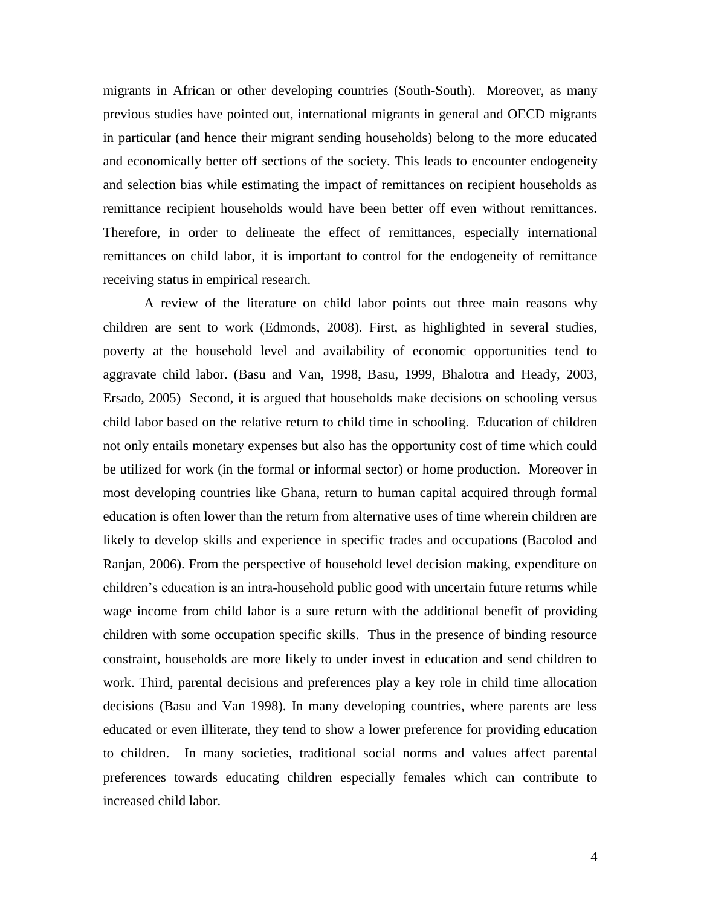migrants in African or other developing countries (South-South). Moreover, as many previous studies have pointed out, international migrants in general and OECD migrants in particular (and hence their migrant sending households) belong to the more educated and economically better off sections of the society. This leads to encounter endogeneity and selection bias while estimating the impact of remittances on recipient households as remittance recipient households would have been better off even without remittances. Therefore, in order to delineate the effect of remittances, especially international remittances on child labor, it is important to control for the endogeneity of remittance receiving status in empirical research.

A review of the literature on child labor points out three main reasons why children are sent to work (Edmonds, 2008). First, as highlighted in several studies, poverty at the household level and availability of economic opportunities tend to aggravate child labor. (Basu and Van, 1998, Basu, 1999, Bhalotra and Heady, 2003, Ersado, 2005) Second, it is argued that households make decisions on schooling versus child labor based on the relative return to child time in schooling. Education of children not only entails monetary expenses but also has the opportunity cost of time which could be utilized for work (in the formal or informal sector) or home production. Moreover in most developing countries like Ghana, return to human capital acquired through formal education is often lower than the return from alternative uses of time wherein children are likely to develop skills and experience in specific trades and occupations (Bacolod and Ranjan, 2006). From the perspective of household level decision making, expenditure on children's education is an intra-household public good with uncertain future returns while wage income from child labor is a sure return with the additional benefit of providing children with some occupation specific skills. Thus in the presence of binding resource constraint, households are more likely to under invest in education and send children to work. Third, parental decisions and preferences play a key role in child time allocation decisions (Basu and Van 1998). In many developing countries, where parents are less educated or even illiterate, they tend to show a lower preference for providing education to children. In many societies, traditional social norms and values affect parental preferences towards educating children especially females which can contribute to increased child labor.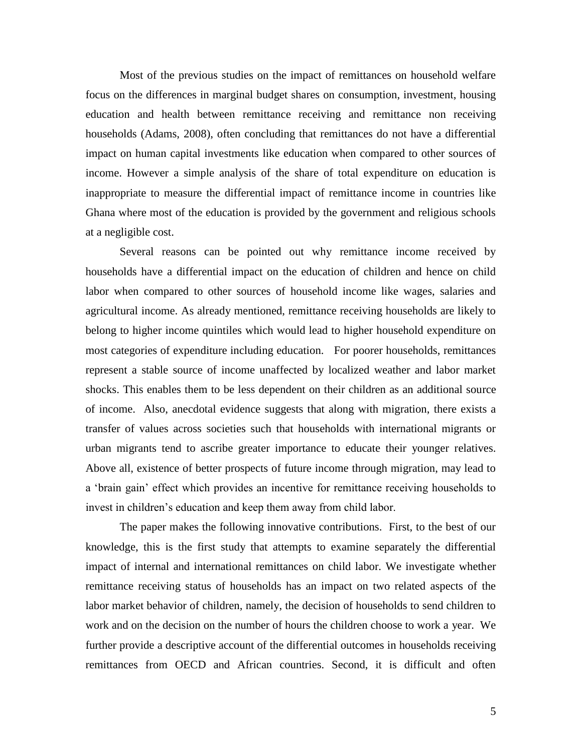Most of the previous studies on the impact of remittances on household welfare focus on the differences in marginal budget shares on consumption, investment, housing education and health between remittance receiving and remittance non receiving households (Adams, 2008), often concluding that remittances do not have a differential impact on human capital investments like education when compared to other sources of income. However a simple analysis of the share of total expenditure on education is inappropriate to measure the differential impact of remittance income in countries like Ghana where most of the education is provided by the government and religious schools at a negligible cost.

Several reasons can be pointed out why remittance income received by households have a differential impact on the education of children and hence on child labor when compared to other sources of household income like wages, salaries and agricultural income. As already mentioned, remittance receiving households are likely to belong to higher income quintiles which would lead to higher household expenditure on most categories of expenditure including education. For poorer households, remittances represent a stable source of income unaffected by localized weather and labor market shocks. This enables them to be less dependent on their children as an additional source of income. Also, anecdotal evidence suggests that along with migration, there exists a transfer of values across societies such that households with international migrants or urban migrants tend to ascribe greater importance to educate their younger relatives. Above all, existence of better prospects of future income through migration, may lead to a 'brain gain' effect which provides an incentive for remittance receiving households to invest in children's education and keep them away from child labor.

The paper makes the following innovative contributions. First, to the best of our knowledge, this is the first study that attempts to examine separately the differential impact of internal and international remittances on child labor. We investigate whether remittance receiving status of households has an impact on two related aspects of the labor market behavior of children, namely, the decision of households to send children to work and on the decision on the number of hours the children choose to work a year. We further provide a descriptive account of the differential outcomes in households receiving remittances from OECD and African countries. Second, it is difficult and often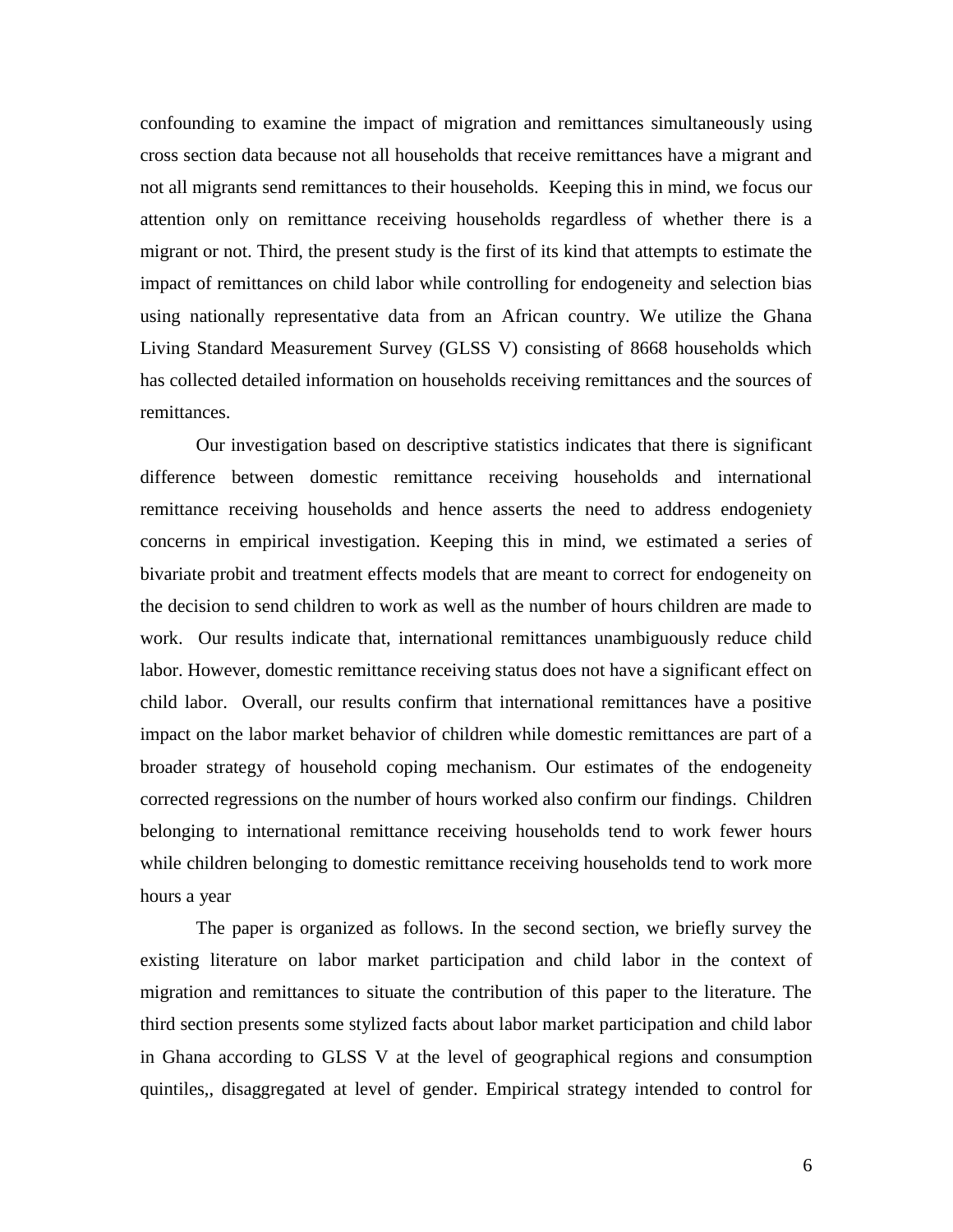confounding to examine the impact of migration and remittances simultaneously using cross section data because not all households that receive remittances have a migrant and not all migrants send remittances to their households. Keeping this in mind, we focus our attention only on remittance receiving households regardless of whether there is a migrant or not. Third, the present study is the first of its kind that attempts to estimate the impact of remittances on child labor while controlling for endogeneity and selection bias using nationally representative data from an African country. We utilize the Ghana Living Standard Measurement Survey (GLSS V) consisting of 8668 households which has collected detailed information on households receiving remittances and the sources of remittances.

Our investigation based on descriptive statistics indicates that there is significant difference between domestic remittance receiving households and international remittance receiving households and hence asserts the need to address endogeniety concerns in empirical investigation. Keeping this in mind, we estimated a series of bivariate probit and treatment effects models that are meant to correct for endogeneity on the decision to send children to work as well as the number of hours children are made to work. Our results indicate that, international remittances unambiguously reduce child labor. However, domestic remittance receiving status does not have a significant effect on child labor. Overall, our results confirm that international remittances have a positive impact on the labor market behavior of children while domestic remittances are part of a broader strategy of household coping mechanism. Our estimates of the endogeneity corrected regressions on the number of hours worked also confirm our findings. Children belonging to international remittance receiving households tend to work fewer hours while children belonging to domestic remittance receiving households tend to work more hours a year

The paper is organized as follows. In the second section, we briefly survey the existing literature on labor market participation and child labor in the context of migration and remittances to situate the contribution of this paper to the literature. The third section presents some stylized facts about labor market participation and child labor in Ghana according to GLSS V at the level of geographical regions and consumption quintiles,, disaggregated at level of gender. Empirical strategy intended to control for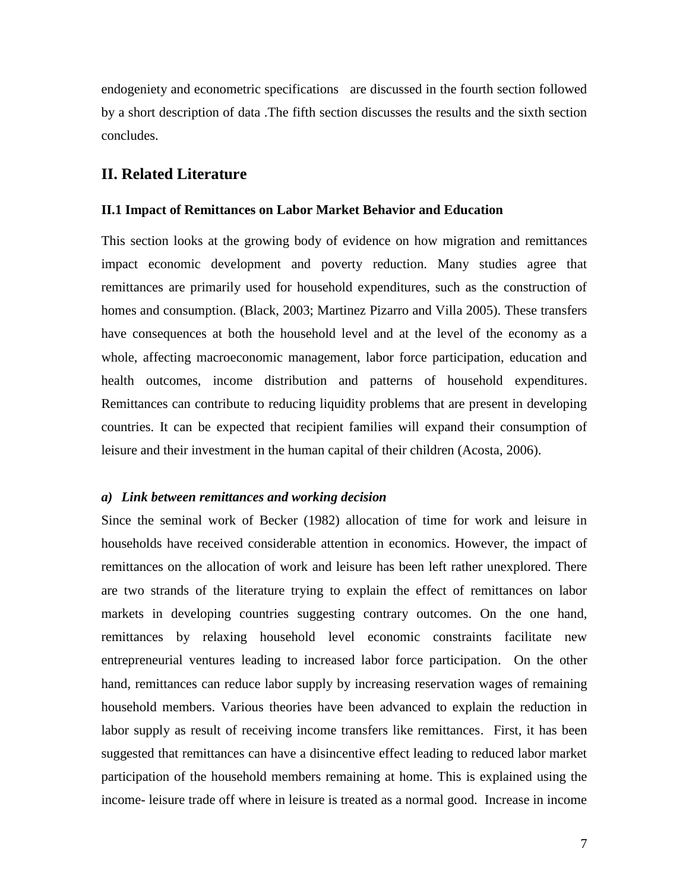endogeniety and econometric specifications are discussed in the fourth section followed by a short description of data .The fifth section discusses the results and the sixth section concludes.

## II. Related Literature

### II.1 Impact of Remittances on Labor Market Behavior and Education

This section looks at the growing body of evidence on how migration and remittances impact economic development and poverty reduction. Many studies agree that remittances are primarily used for household expenditures, such as the construction of homes and consumption. (Black, 2003; Martinez Pizarro and Villa 2005). These transfers have consequences at both the household level and at the level of the economy as a whole, affecting macroeconomic management, labor force participation, education and health outcomes, income distribution and patterns of household expenditures. Remittances can contribute to reducing liquidity problems that are present in developing countries. It can be expected that recipient families will expand their consumption of leisure and their investment in the human capital of their children (Acosta, 2006).

#### *a) Link between remittances and working decision*

Since the seminal work of Becker (1982) allocation of time for work and leisure in households have received considerable attention in economics. However, the impact of remittances on the allocation of work and leisure has been left rather unexplored. There are two strands of the literature trying to explain the effect of remittances on labor markets in developing countries suggesting contrary outcomes. On the one hand, remittances by relaxing household level economic constraints facilitate new entrepreneurial ventures leading to increased labor force participation. On the other hand, remittances can reduce labor supply by increasing reservation wages of remaining household members. Various theories have been advanced to explain the reduction in labor supply as result of receiving income transfers like remittances. First, it has been suggested that remittances can have a disincentive effect leading to reduced labor market participation of the household members remaining at home. This is explained using the income- leisure trade off where in leisure is treated as a normal good. Increase in income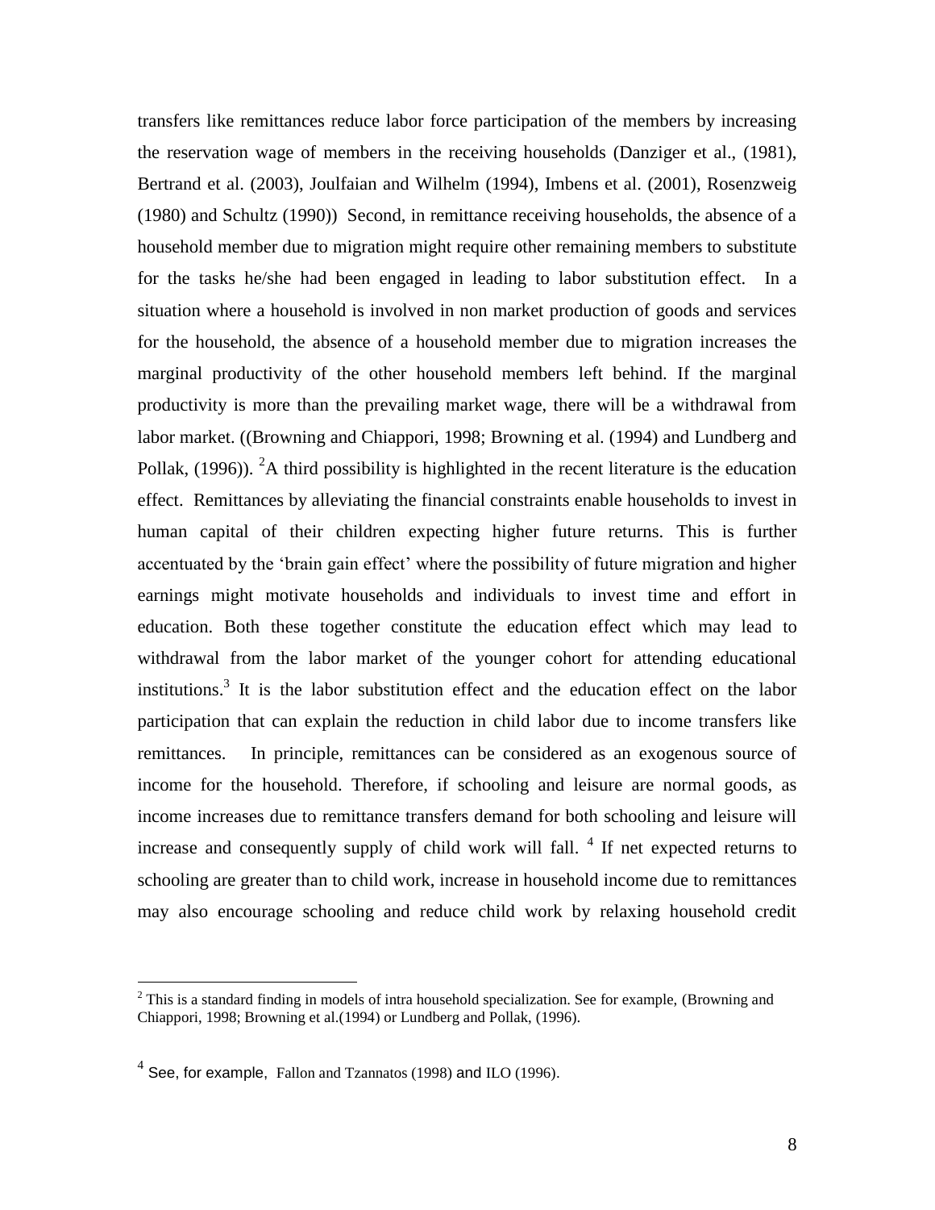transfers like remittances reduce labor force participation of the members by increasing the reservation wage of members in the receiving households (Danziger et al., (1981), Bertrand et al. (2003), Joulfaian and Wilhelm (1994), Imbens et al. (2001), Rosenzweig (1980) and Schultz (1990)) Second, in remittance receiving households, the absence of a household member due to migration might require other remaining members to substitute for the tasks he/she had been engaged in leading to labor substitution effect. In a situation where a household is involved in non market production of goods and services for the household, the absence of a household member due to migration increases the marginal productivity of the other household members left behind. If the marginal productivity is more than the prevailing market wage, there will be a withdrawal from labor market. ((Browning and Chiappori, 1998; Browning et al. (1994) and Lundberg and Pollak, (1996)). [2]A third possibility is highlighted in the recent literature is the education effect. Remittances by alleviating the financial constraints enable households to invest in human capital of their children expecting higher future returns. This is further accentuated by the 'brain gain effect' where the possibility of future migration and higher earnings might motivate households and individuals to invest time and effort in education. Both these together constitute the education effect which may lead to withdrawal from the labor market of the younger cohort for attending educational institutions.[3] It is the labor substitution effect and the education effect on the labor participation that can explain the reduction in child labor due to income transfers like remittances. In principle, remittances can be considered as an exogenous source of income for the household. Therefore, if schooling and leisure are normal goods, as income increases due to remittance transfers demand for both schooling and leisure will increase and consequently supply of child work will fall. [4] If net expected returns to schooling are greater than to child work, increase in household income due to remittances may also encourage schooling and reduce child work by relaxing household credit

---

[2] This is a standard finding in models of intra household specialization. See for example, (Browning and Chiappori, 1998; Browning et al.(1994) or Lundberg and Pollak, (1996).

[4] See, for example, Fallon and Tzannatos (1998) and ILO (1996).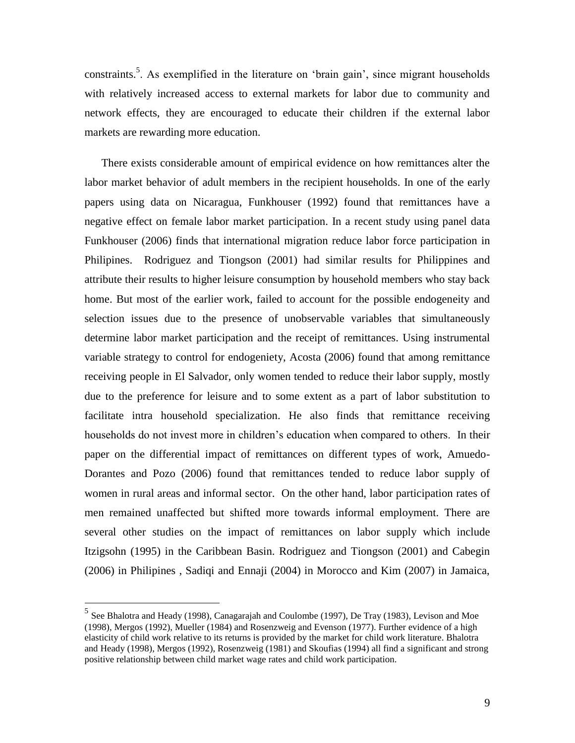constraints.[5]. As exemplified in the literature on 'brain gain', since migrant households with relatively increased access to external markets for labor due to community and network effects, they are encouraged to educate their children if the external labor markets are rewarding more education.

There exists considerable amount of empirical evidence on how remittances alter the labor market behavior of adult members in the recipient households. In one of the early papers using data on Nicaragua, Funkhouser (1992) found that remittances have a negative effect on female labor market participation. In a recent study using panel data Funkhouser (2006) finds that international migration reduce labor force participation in Philipines. Rodriguez and Tiongson (2001) had similar results for Philippines and attribute their results to higher leisure consumption by household members who stay back home. But most of the earlier work, failed to account for the possible endogeneity and selection issues due to the presence of unobservable variables that simultaneously determine labor market participation and the receipt of remittances. Using instrumental variable strategy to control for endogeniety, Acosta (2006) found that among remittance receiving people in El Salvador, only women tended to reduce their labor supply, mostly due to the preference for leisure and to some extent as a part of labor substitution to facilitate intra household specialization. He also finds that remittance receiving households do not invest more in children's education when compared to others. In their paper on the differential impact of remittances on different types of work, Amuedo-Dorantes and Pozo (2006) found that remittances tended to reduce labor supply of women in rural areas and informal sector. On the other hand, labor participation rates of men remained unaffected but shifted more towards informal employment. There are several other studies on the impact of remittances on labor supply which include Itzigsohn (1995) in the Caribbean Basin. Rodriguez and Tiongson (2001) and Cabegin (2006) in Philipines , Sadiqi and Ennaji (2004) in Morocco and Kim (2007) in Jamaica,

---

[5] See Bhalotra and Heady (1998), Canagarajah and Coulombe (1997), De Tray (1983), Levison and Moe (1998), Mergos (1992), Mueller (1984) and Rosenzweig and Evenson (1977). Further evidence of a high elasticity of child work relative to its returns is provided by the market for child work literature. Bhalotra and Heady (1998), Mergos (1992), Rosenzweig (1981) and Skoufias (1994) all find a significant and strong positive relationship between child market wage rates and child work participation.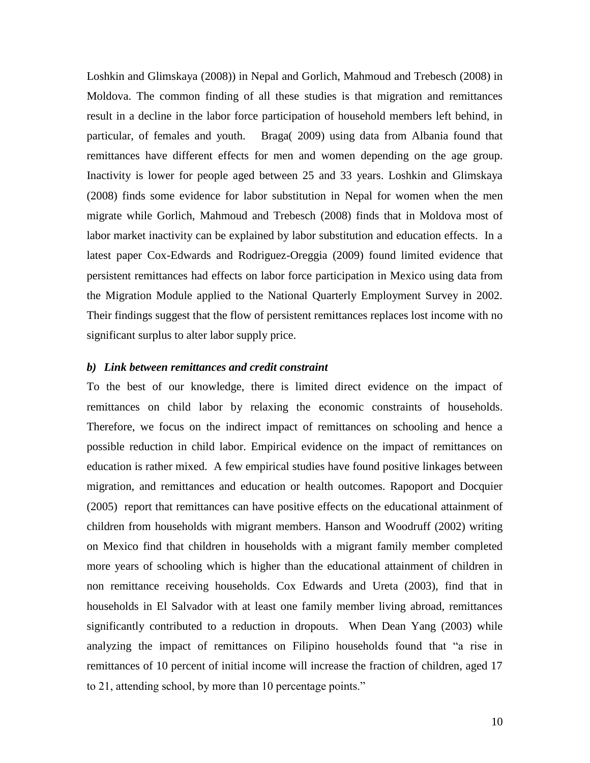Loshkin and Glimskaya (2008)) in Nepal and Gorlich, Mahmoud and Trebesch (2008) in Moldova. The common finding of all these studies is that migration and remittances result in a decline in the labor force participation of household members left behind, in particular, of females and youth. Braga( 2009) using data from Albania found that remittances have different effects for men and women depending on the age group. Inactivity is lower for people aged between 25 and 33 years. Loshkin and Glimskaya (2008) finds some evidence for labor substitution in Nepal for women when the men migrate while Gorlich, Mahmoud and Trebesch (2008) finds that in Moldova most of labor market inactivity can be explained by labor substitution and education effects. In a latest paper Cox-Edwards and Rodriguez-Oreggia (2009) found limited evidence that persistent remittances had effects on labor force participation in Mexico using data from the Migration Module applied to the National Quarterly Employment Survey in 2002. Their findings suggest that the flow of persistent remittances replaces lost income with no significant surplus to alter labor supply price.

### *b) Link between remittances and credit constraint*

To the best of our knowledge, there is limited direct evidence on the impact of remittances on child labor by relaxing the economic constraints of households. Therefore, we focus on the indirect impact of remittances on schooling and hence a possible reduction in child labor. Empirical evidence on the impact of remittances on education is rather mixed. A few empirical studies have found positive linkages between migration, and remittances and education or health outcomes. Rapoport and Docquier (2005) report that remittances can have positive effects on the educational attainment of children from households with migrant members. Hanson and Woodruff (2002) writing on Mexico find that children in households with a migrant family member completed more years of schooling which is higher than the educational attainment of children in non remittance receiving households. Cox Edwards and Ureta (2003), find that in households in El Salvador with at least one family member living abroad, remittances significantly contributed to a reduction in dropouts. When Dean Yang (2003) while analyzing the impact of remittances on Filipino households found that "a rise in remittances of 10 percent of initial income will increase the fraction of children, aged 17 to 21, attending school, by more than 10 percentage points."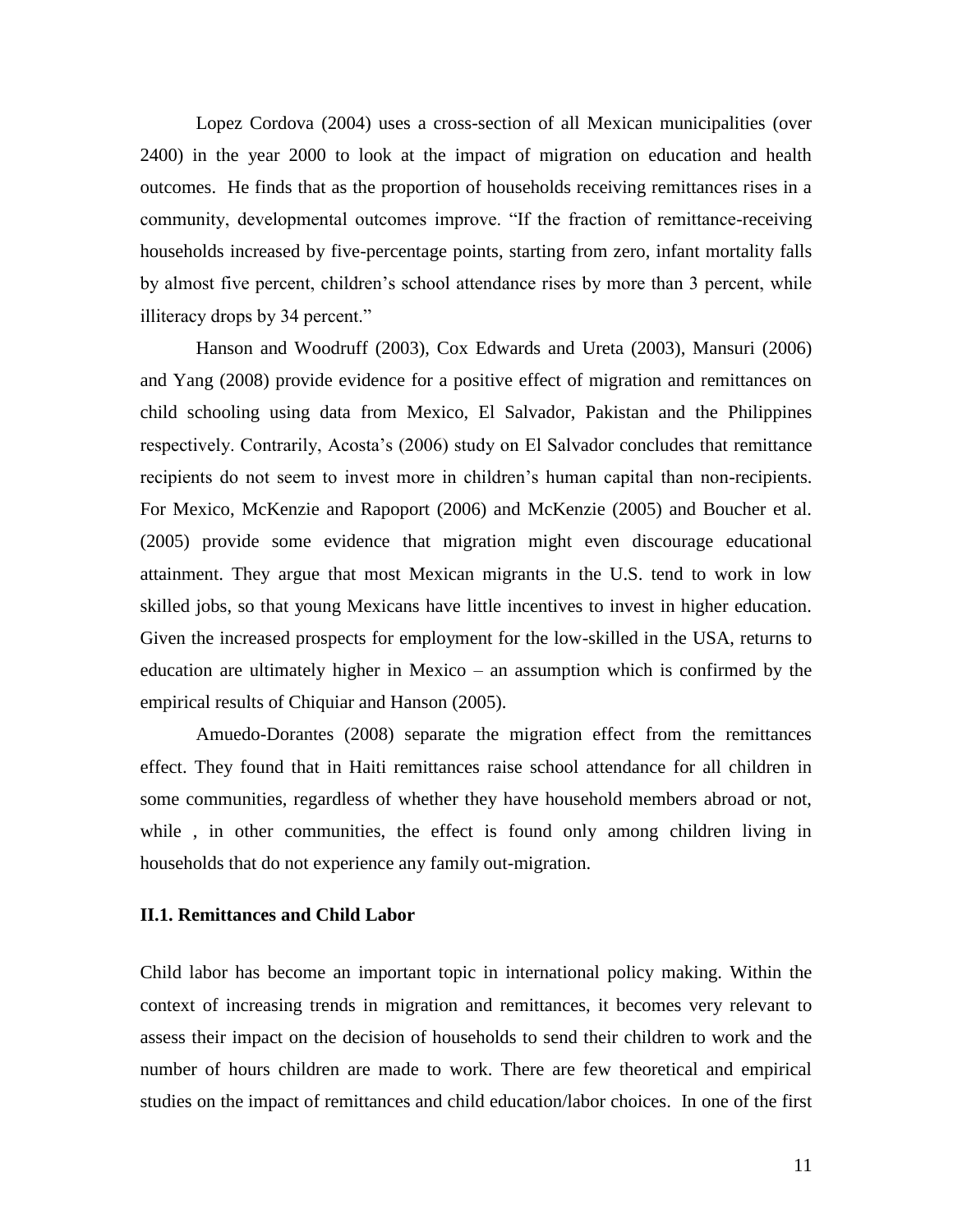Lopez Cordova (2004) uses a cross-section of all Mexican municipalities (over 2400) in the year 2000 to look at the impact of migration on education and health outcomes. He finds that as the proportion of households receiving remittances rises in a community, developmental outcomes improve. "If the fraction of remittance-receiving households increased by five-percentage points, starting from zero, infant mortality falls by almost five percent, children's school attendance rises by more than 3 percent, while illiteracy drops by 34 percent."

Hanson and Woodruff (2003), Cox Edwards and Ureta (2003), Mansuri (2006) and Yang (2008) provide evidence for a positive effect of migration and remittances on child schooling using data from Mexico, El Salvador, Pakistan and the Philippines respectively. Contrarily, Acosta's (2006) study on El Salvador concludes that remittance recipients do not seem to invest more in children's human capital than non-recipients. For Mexico, McKenzie and Rapoport (2006) and McKenzie (2005) and Boucher et al. (2005) provide some evidence that migration might even discourage educational attainment. They argue that most Mexican migrants in the U.S. tend to work in low skilled jobs, so that young Mexicans have little incentives to invest in higher education. Given the increased prospects for employment for the low-skilled in the USA, returns to education are ultimately higher in Mexico – an assumption which is confirmed by the empirical results of Chiquiar and Hanson (2005).

Amuedo-Dorantes (2008) separate the migration effect from the remittances effect. They found that in Haiti remittances raise school attendance for all children in some communities, regardless of whether they have household members abroad or not, while , in other communities, the effect is found only among children living in households that do not experience any family out-migration.

### II.1. Remittances and Child Labor

Child labor has become an important topic in international policy making. Within the context of increasing trends in migration and remittances, it becomes very relevant to assess their impact on the decision of households to send their children to work and the number of hours children are made to work. There are few theoretical and empirical studies on the impact of remittances and child education/labor choices. In one of the first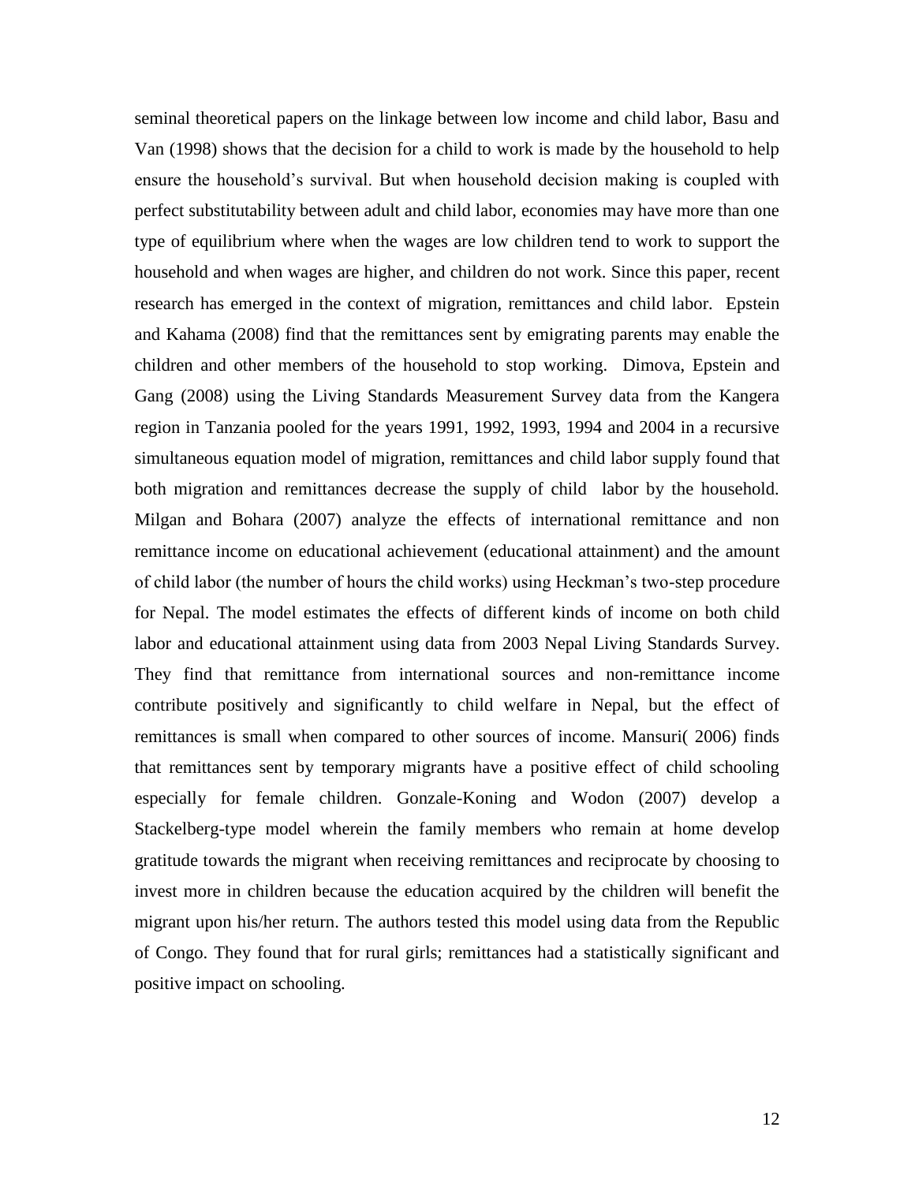seminal theoretical papers on the linkage between low income and child labor, Basu and Van (1998) shows that the decision for a child to work is made by the household to help ensure the household's survival. But when household decision making is coupled with perfect substitutability between adult and child labor, economies may have more than one type of equilibrium where when the wages are low children tend to work to support the household and when wages are higher, and children do not work. Since this paper, recent research has emerged in the context of migration, remittances and child labor. Epstein and Kahama (2008) find that the remittances sent by emigrating parents may enable the children and other members of the household to stop working. Dimova, Epstein and Gang (2008) using the Living Standards Measurement Survey data from the Kangera region in Tanzania pooled for the years 1991, 1992, 1993, 1994 and 2004 in a recursive simultaneous equation model of migration, remittances and child labor supply found that both migration and remittances decrease the supply of child labor by the household. Milgan and Bohara (2007) analyze the effects of international remittance and non remittance income on educational achievement (educational attainment) and the amount of child labor (the number of hours the child works) using Heckman's two-step procedure for Nepal. The model estimates the effects of different kinds of income on both child labor and educational attainment using data from 2003 Nepal Living Standards Survey. They find that remittance from international sources and non-remittance income contribute positively and significantly to child welfare in Nepal, but the effect of remittances is small when compared to other sources of income. Mansuri( 2006) finds that remittances sent by temporary migrants have a positive effect of child schooling especially for female children. Gonzale-Koning and Wodon (2007) develop a Stackelberg-type model wherein the family members who remain at home develop gratitude towards the migrant when receiving remittances and reciprocate by choosing to invest more in children because the education acquired by the children will benefit the migrant upon his/her return. The authors tested this model using data from the Republic of Congo. They found that for rural girls; remittances had a statistically significant and positive impact on schooling.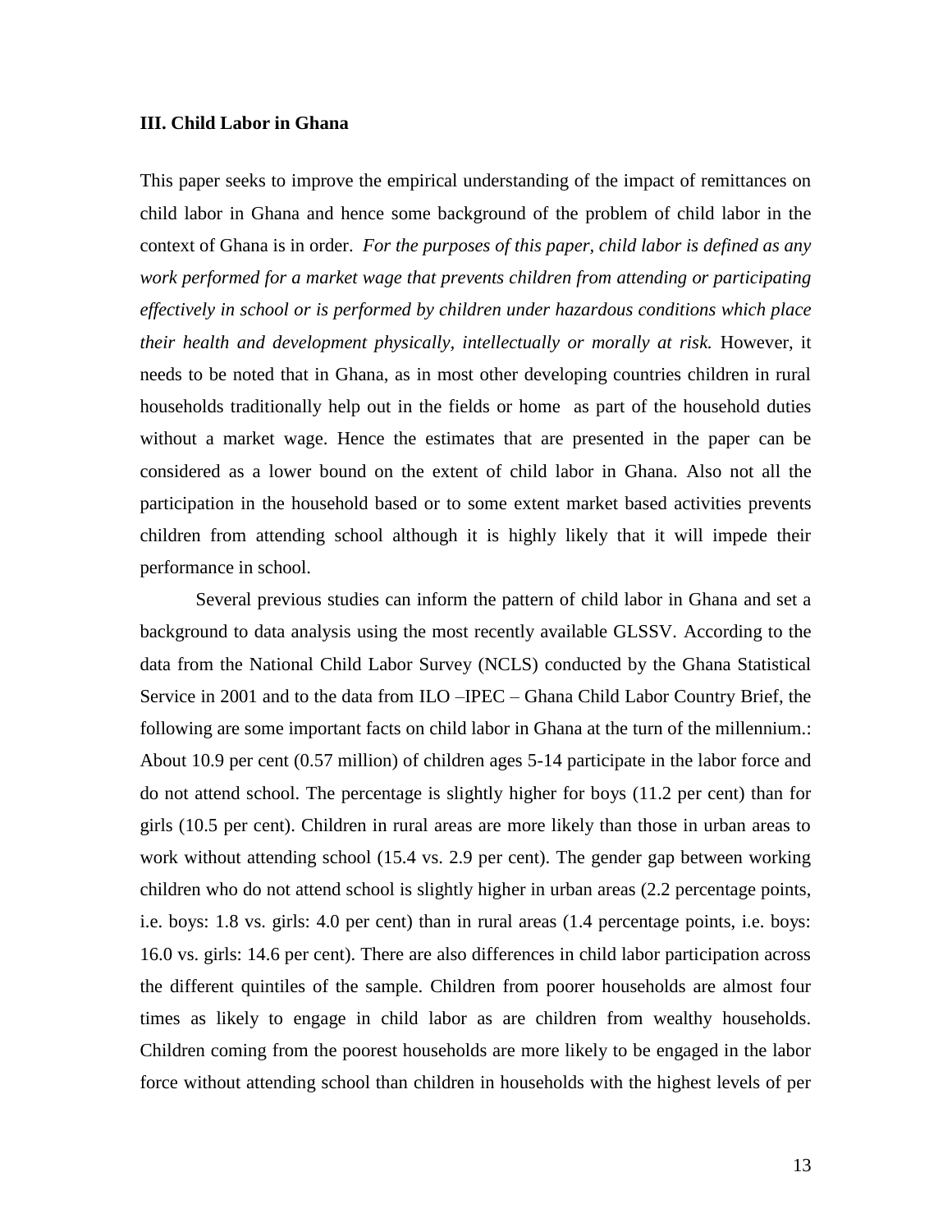### III. Child Labor in Ghana

This paper seeks to improve the empirical understanding of the impact of remittances on child labor in Ghana and hence some background of the problem of child labor in the context of Ghana is in order. *For the purposes of this paper, child labor is defined as any work performed for a market wage that prevents children from attending or participating effectively in school or is performed by children under hazardous conditions which place their health and development physically, intellectually or morally at risk.* However, it needs to be noted that in Ghana, as in most other developing countries children in rural households traditionally help out in the fields or home as part of the household duties without a market wage. Hence the estimates that are presented in the paper can be considered as a lower bound on the extent of child labor in Ghana. Also not all the participation in the household based or to some extent market based activities prevents children from attending school although it is highly likely that it will impede their performance in school.

Several previous studies can inform the pattern of child labor in Ghana and set a background to data analysis using the most recently available GLSSV. According to the data from the National Child Labor Survey (NCLS) conducted by the Ghana Statistical Service in 2001 and to the data from ILO –IPEC – Ghana Child Labor Country Brief, the following are some important facts on child labor in Ghana at the turn of the millennium.: About 10.9 per cent (0.57 million) of children ages 5-14 participate in the labor force and do not attend school. The percentage is slightly higher for boys (11.2 per cent) than for girls (10.5 per cent). Children in rural areas are more likely than those in urban areas to work without attending school (15.4 vs. 2.9 per cent). The gender gap between working children who do not attend school is slightly higher in urban areas (2.2 percentage points, i.e. boys: 1.8 vs. girls: 4.0 per cent) than in rural areas (1.4 percentage points, i.e. boys: 16.0 vs. girls: 14.6 per cent). There are also differences in child labor participation across the different quintiles of the sample. Children from poorer households are almost four times as likely to engage in child labor as are children from wealthy households. Children coming from the poorest households are more likely to be engaged in the labor force without attending school than children in households with the highest levels of per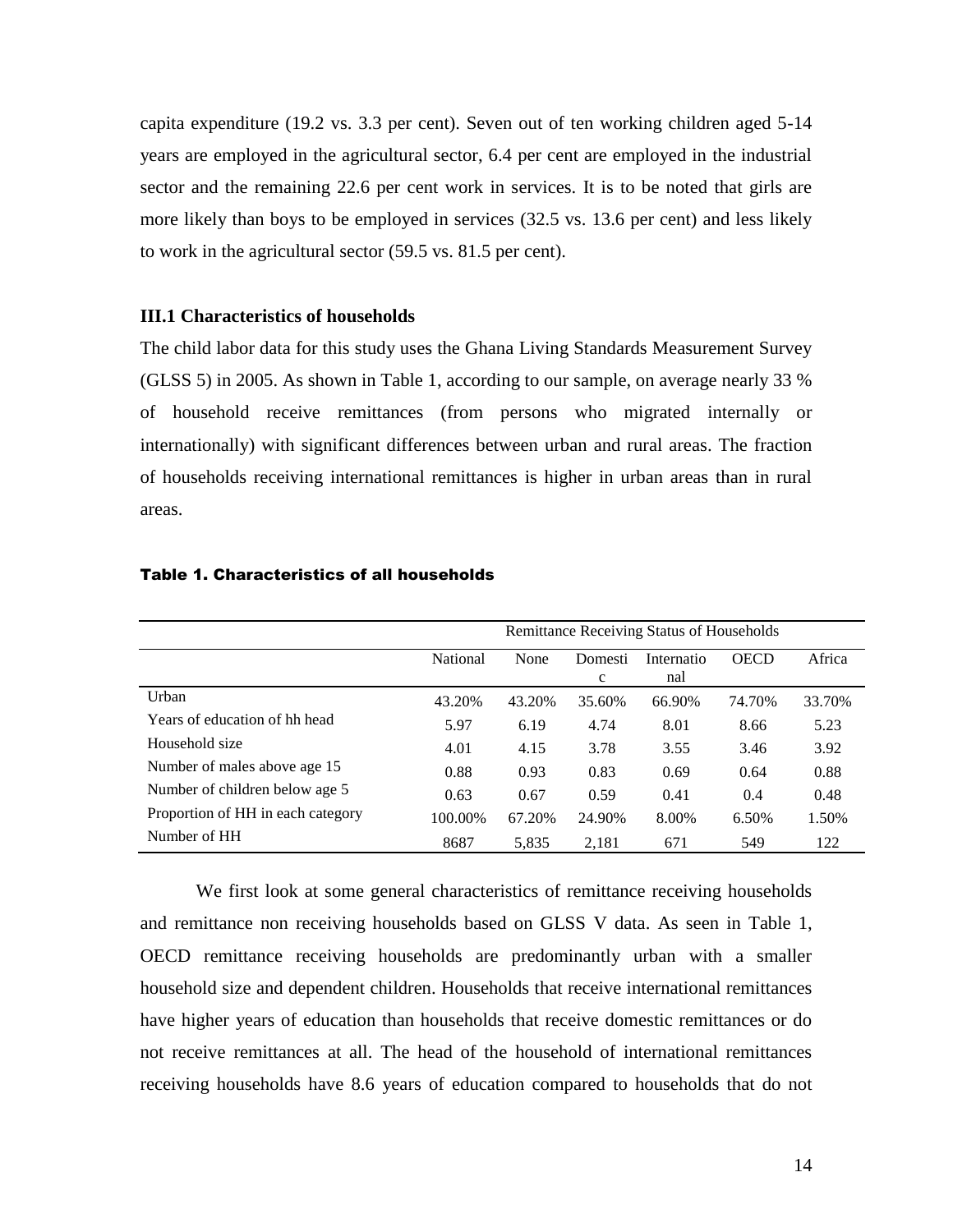capita expenditure (19.2 vs. 3.3 per cent). Seven out of ten working children aged 5-14 years are employed in the agricultural sector, 6.4 per cent are employed in the industrial sector and the remaining 22.6 per cent work in services. It is to be noted that girls are more likely than boys to be employed in services (32.5 vs. 13.6 per cent) and less likely to work in the agricultural sector (59.5 vs. 81.5 per cent).

### III.1 Characteristics of households

The child labor data for this study uses the Ghana Living Standards Measurement Survey (GLSS 5) in 2005. As shown in Table 1, according to our sample, on average nearly 33 % of household receive remittances (from persons who migrated internally or internationally) with significant differences between urban and rural areas. The fraction of households receiving international remittances is higher in urban areas than in rural areas.

**Table 1. Characteristics of all households**

| | Remittance Receiving Status of Households | | | | | |
|---|---|---|---|---|---|---|
| | National | None | Domestic | International | OECD | Africa |
| Urban | 43.20% | 43.20% | 35.60% | 66.90% | 74.70% | 33.70% |
| Years of education of hh head | 5.97 | 6.19 | 4.74 | 8.01 | 8.66 | 5.23 |
| Household size | 4.01 | 4.15 | 3.78 | 3.55 | 3.46 | 3.92 |
| Number of males above age 15 | 0.88 | 0.93 | 0.83 | 0.69 | 0.64 | 0.88 |
| Number of children below age 5 | 0.63 | 0.67 | 0.59 | 0.41 | 0.4 | 0.48 |
| Proportion of HH in each category | 100.00% | 67.20% | 24.90% | 8.00% | 6.50% | 1.50% |
| Number of HH | 8687 | 5,835 | 2,181 | 671 | 549 | 122 |

We first look at some general characteristics of remittance receiving households and remittance non receiving households based on GLSS V data. As seen in Table 1, OECD remittance receiving households are predominantly urban with a smaller household size and dependent children. Households that receive international remittances have higher years of education than households that receive domestic remittances or do not receive remittances at all. The head of the household of international remittances receiving households have 8.6 years of education compared to households that do not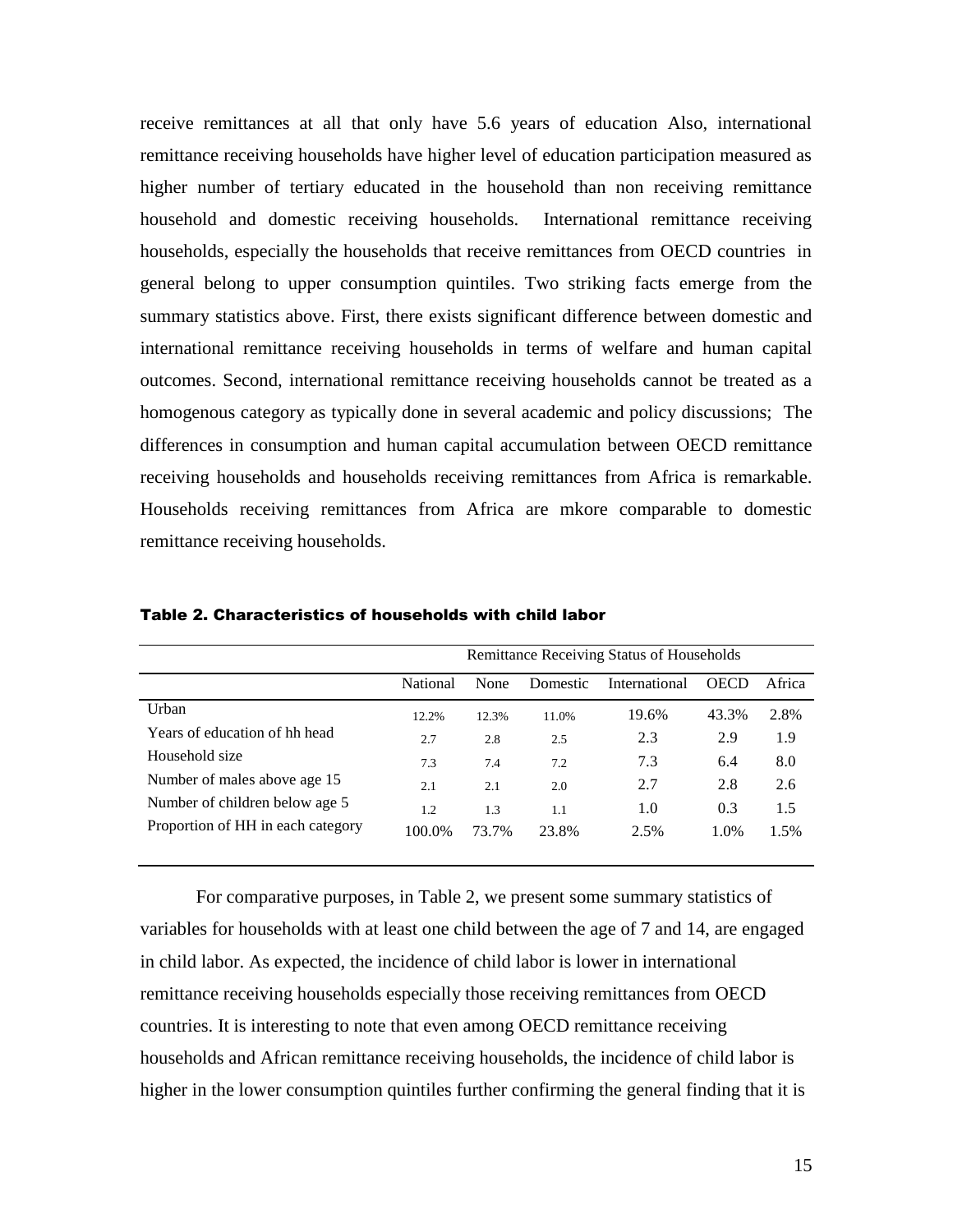receive remittances at all that only have 5.6 years of education Also, international remittance receiving households have higher level of education participation measured as higher number of tertiary educated in the household than non receiving remittance household and domestic receiving households. International remittance receiving households, especially the households that receive remittances from OECD countries in general belong to upper consumption quintiles. Two striking facts emerge from the summary statistics above. First, there exists significant difference between domestic and international remittance receiving households in terms of welfare and human capital outcomes. Second, international remittance receiving households cannot be treated as a homogenous category as typically done in several academic and policy discussions; The differences in consumption and human capital accumulation between OECD remittance receiving households and households receiving remittances from Africa is remarkable. Households receiving remittances from Africa are mkore comparable to domestic remittance receiving households.

**Table 2. Characteristics of households with child labor**

| | Remittance Receiving Status of Households | | | | | |
|---|---|---|---|---|---|---|
| | National | None | Domestic | International | OECD | Africa |
| Urban | 12.2% | 12.3% | 11.0% | 19.6% | 43.3% | 2.8% |
| Years of education of hh head | 2.7 | 2.8 | 2.5 | 2.3 | 2.9 | 1.9 |
| Household size | 7.3 | 7.4 | 7.2 | 7.3 | 6.4 | 8.0 |
| Number of males above age 15 | 2.1 | 2.1 | 2.0 | 2.7 | 2.8 | 2.6 |
| Number of children below age 5 | 1.2 | 1.3 | 1.1 | 1.0 | 0.3 | 1.5 |
| Proportion of HH in each category | 100.0% | 73.7% | 23.8% | 2.5% | 1.0% | 1.5% |

For comparative purposes, in Table 2, we present some summary statistics of variables for households with at least one child between the age of 7 and 14, are engaged in child labor. As expected, the incidence of child labor is lower in international remittance receiving households especially those receiving remittances from OECD countries. It is interesting to note that even among OECD remittance receiving households and African remittance receiving households, the incidence of child labor is higher in the lower consumption quintiles further confirming the general finding that it is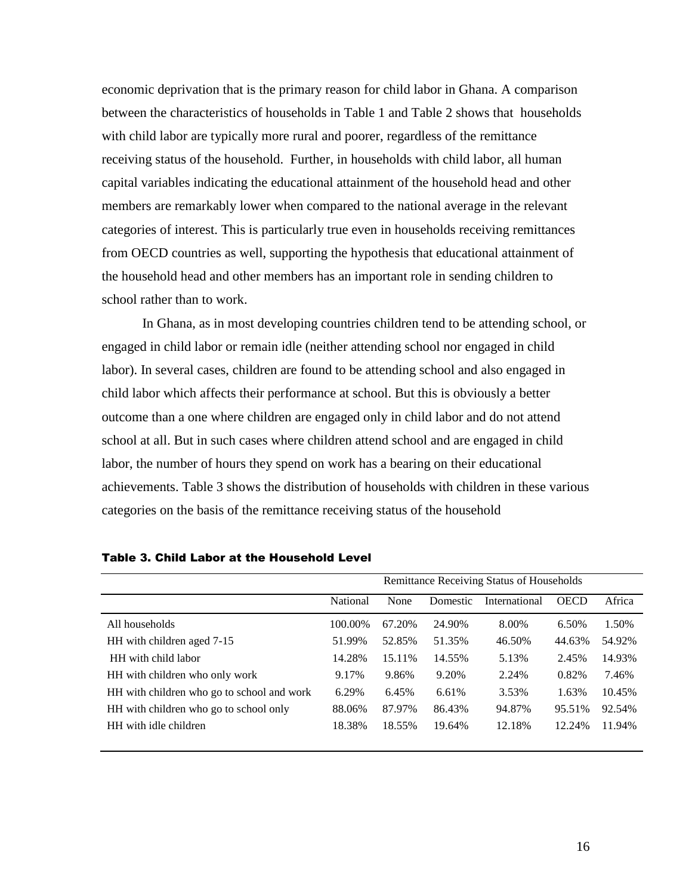economic deprivation that is the primary reason for child labor in Ghana. A comparison between the characteristics of households in Table 1 and Table 2 shows that households with child labor are typically more rural and poorer, regardless of the remittance receiving status of the household. Further, in households with child labor, all human capital variables indicating the educational attainment of the household head and other members are remarkably lower when compared to the national average in the relevant categories of interest. This is particularly true even in households receiving remittances from OECD countries as well, supporting the hypothesis that educational attainment of the household head and other members has an important role in sending children to school rather than to work.

In Ghana, as in most developing countries children tend to be attending school, or engaged in child labor or remain idle (neither attending school nor engaged in child labor). In several cases, children are found to be attending school and also engaged in child labor which affects their performance at school. But this is obviously a better outcome than a one where children are engaged only in child labor and do not attend school at all. But in such cases where children attend school and are engaged in child labor, the number of hours they spend on work has a bearing on their educational achievements. Table 3 shows the distribution of households with children in these various categories on the basis of the remittance receiving status of the household

**Table 3. Child Labor at the Household Level**

| | Remittance Receiving Status of Households | | | | | |
|---|---|---|---|---|---|---|
| | National | None | Domestic | International | OECD | Africa |
| All households | 100.00% | 67.20% | 24.90% | 8.00% | 6.50% | 1.50% |
| HH with children aged 7-15 | 51.99% | 52.85% | 51.35% | 46.50% | 44.63% | 54.92% |
| HH with child labor | 14.28% | 15.11% | 14.55% | 5.13% | 2.45% | 14.93% |
| HH with children who only work | 9.17% | 9.86% | 9.20% | 2.24% | 0.82% | 7.46% |
| HH with children who go to school and work | 6.29% | 6.45% | 6.61% | 3.53% | 1.63% | 10.45% |
| HH with children who go to school only | 88.06% | 87.97% | 86.43% | 94.87% | 95.51% | 92.54% |
| HH with idle children | 18.38% | 18.55% | 19.64% | 12.18% | 12.24% | 11.94% |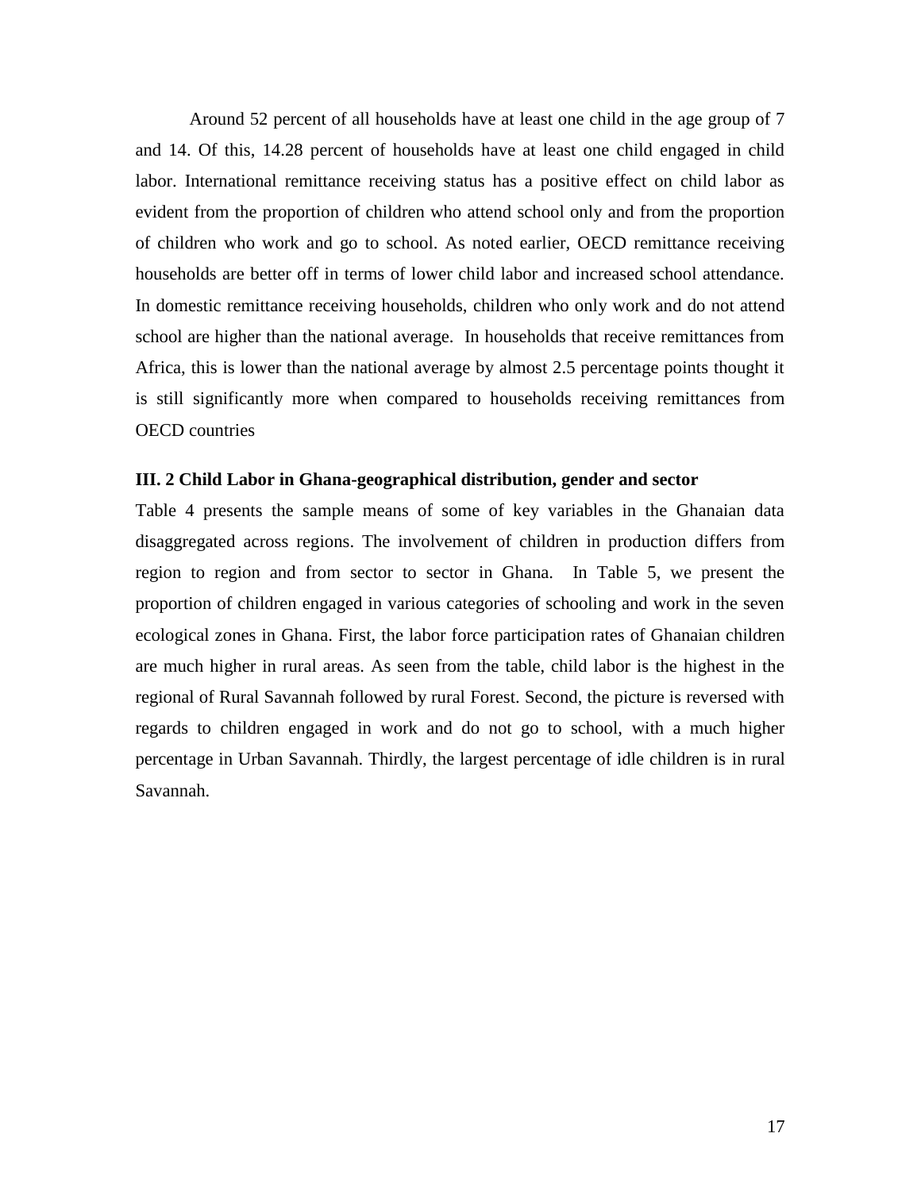Around 52 percent of all households have at least one child in the age group of 7 and 14. Of this, 14.28 percent of households have at least one child engaged in child labor. International remittance receiving status has a positive effect on child labor as evident from the proportion of children who attend school only and from the proportion of children who work and go to school. As noted earlier, OECD remittance receiving households are better off in terms of lower child labor and increased school attendance. In domestic remittance receiving households, children who only work and do not attend school are higher than the national average. In households that receive remittances from Africa, this is lower than the national average by almost 2.5 percentage points thought it is still significantly more when compared to households receiving remittances from OECD countries

### III. 2 Child Labor in Ghana-geographical distribution, gender and sector

Table 4 presents the sample means of some of key variables in the Ghanaian data disaggregated across regions. The involvement of children in production differs from region to region and from sector to sector in Ghana. In Table 5, we present the proportion of children engaged in various categories of schooling and work in the seven ecological zones in Ghana. First, the labor force participation rates of Ghanaian children are much higher in rural areas. As seen from the table, child labor is the highest in the regional of Rural Savannah followed by rural Forest. Second, the picture is reversed with regards to children engaged in work and do not go to school, with a much higher percentage in Urban Savannah. Thirdly, the largest percentage of idle children is in rural Savannah.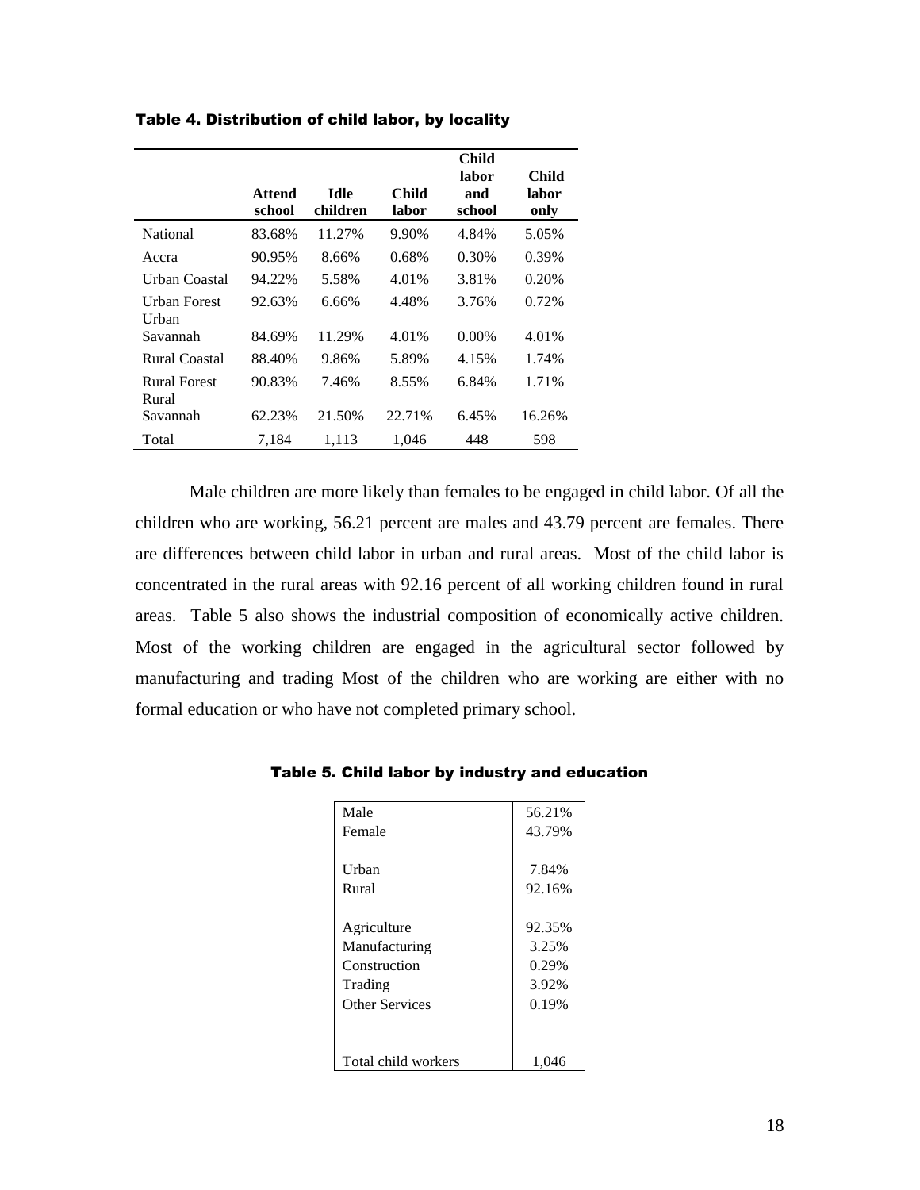**Table 4. Distribution of child labor, by locality**

| | Attend school | Idle children | Child labor | Child labor and school | Child labor only |
|---|---|---|---|---|---|
| National | 83.68% | 11.27% | 9.90% | 4.84% | 5.05% |
| Accra | 90.95% | 8.66% | 0.68% | 0.30% | 0.39% |
| Urban Coastal | 94.22% | 5.58% | 4.01% | 3.81% | 0.20% |
| Urban Forest | 92.63% | 6.66% | 4.48% | 3.76% | 0.72% |
| Urban Savannah | 84.69% | 11.29% | 4.01% | 0.00% | 4.01% |
| Rural Coastal | 88.40% | 9.86% | 5.89% | 4.15% | 1.74% |
| Rural Forest | 90.83% | 7.46% | 8.55% | 6.84% | 1.71% |
| Rural Savannah | 62.23% | 21.50% | 22.71% | 6.45% | 16.26% |
| Total | 7,184 | 1,113 | 1,046 | 448 | 598 |

Male children are more likely than females to be engaged in child labor. Of all the children who are working, 56.21 percent are males and 43.79 percent are females. There are differences between child labor in urban and rural areas. Most of the child labor is concentrated in the rural areas with 92.16 percent of all working children found in rural areas. Table 5 also shows the industrial composition of economically active children. Most of the working children are engaged in the agricultural sector followed by manufacturing and trading Most of the children who are working are either with no formal education or who have not completed primary school.

**Table 5. Child labor by industry and education**

| | |
|---|---|
| Male | 56.21% |
| Female | 43.79% |
| | |
| Urban | 7.84% |
| Rural | 92.16% |
| | |
| Agriculture | 92.35% |
| Manufacturing | 3.25% |
| Construction | 0.29% |
| Trading | 3.92% |
| Other Services | 0.19% |
| | |
| Total child workers | 1,046 |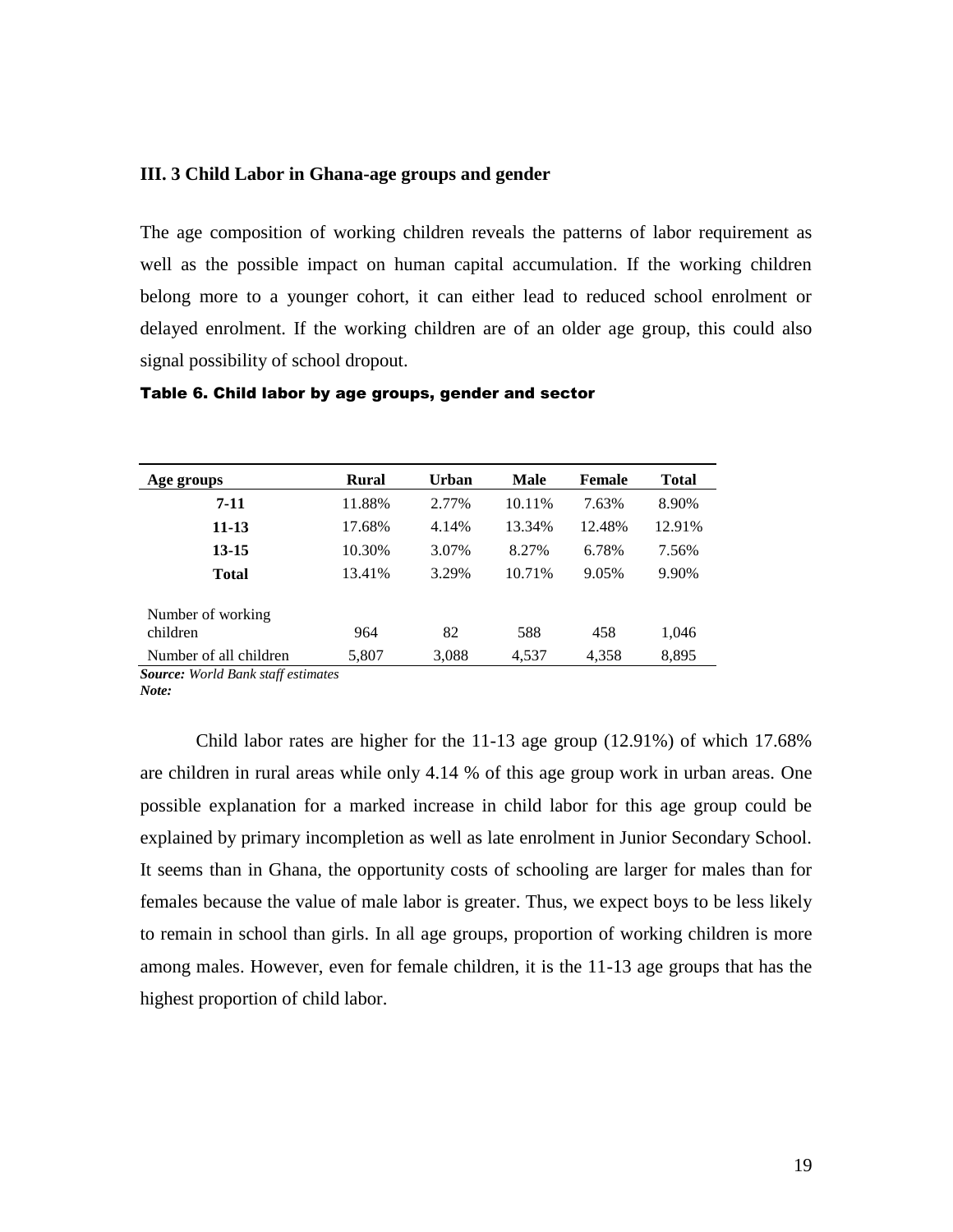### III. 3 Child Labor in Ghana-age groups and gender

The age composition of working children reveals the patterns of labor requirement as well as the possible impact on human capital accumulation. If the working children belong more to a younger cohort, it can either lead to reduced school enrolment or delayed enrolment. If the working children are of an older age group, this could also signal possibility of school dropout.

**Table 6. Child labor by age groups, gender and sector**

| Age groups | Rural | Urban | Male | Female | Total |
|---|---|---|---|---|---|
| **7-11** | 11.88% | 2.77% | 10.11% | 7.63% | 8.90% |
| **11-13** | 17.68% | 4.14% | 13.34% | 12.48% | 12.91% |
| **13-15** | 10.30% | 3.07% | 8.27% | 6.78% | 7.56% |
| **Total** | 13.41% | 3.29% | 10.71% | 9.05% | 9.90% |
| Number of working children | 964 | 82 | 588 | 458 | 1,046 |
| Number of all children | 5,807 | 3,088 | 4,537 | 4,358 | 8,895 |

***Source:*** *World Bank staff estimates*
***Note:***

Child labor rates are higher for the 11-13 age group (12.91%) of which 17.68% are children in rural areas while only 4.14 % of this age group work in urban areas. One possible explanation for a marked increase in child labor for this age group could be explained by primary incompletion as well as late enrolment in Junior Secondary School. It seems than in Ghana, the opportunity costs of schooling are larger for males than for females because the value of male labor is greater. Thus, we expect boys to be less likely to remain in school than girls. In all age groups, proportion of working children is more among males. However, even for female children, it is the 11-13 age groups that has the highest proportion of child labor.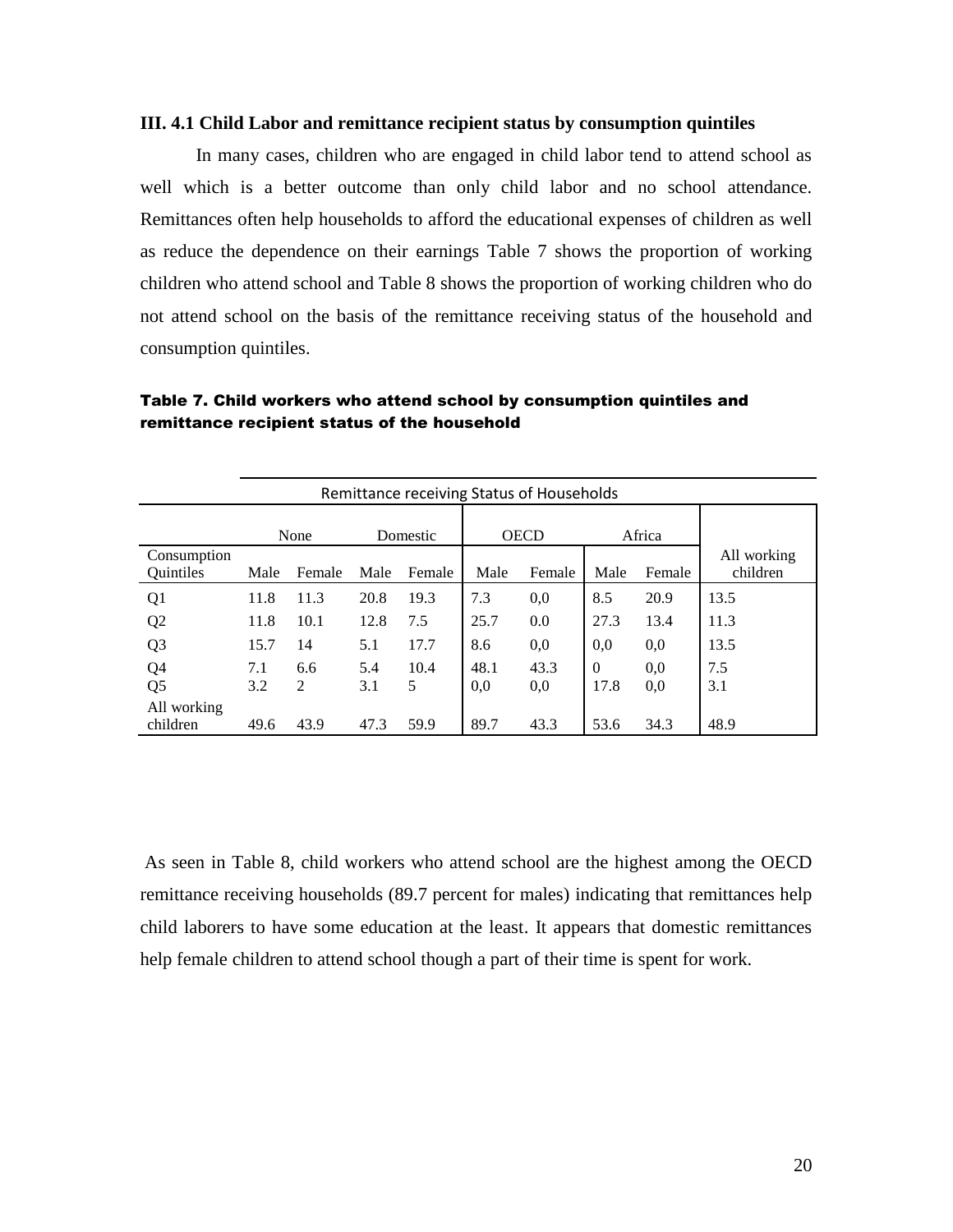### III. 4.1 Child Labor and remittance recipient status by consumption quintiles

In many cases, children who are engaged in child labor tend to attend school as well which is a better outcome than only child labor and no school attendance. Remittances often help households to afford the educational expenses of children as well as reduce the dependence on their earnings Table 7 shows the proportion of working children who attend school and Table 8 shows the proportion of working children who do not attend school on the basis of the remittance receiving status of the household and consumption quintiles.

**Table 7. Child workers who attend school by consumption quintiles and remittance recipient status of the household**

| | Remittance receiving Status of Households | | | | | | | | |
|---|---|---|---|---|---|---|---|---|---|
| | None | | Domestic | | OECD | | Africa | | |
| Consumption Quintiles | Male | Female | Male | Female | Male | Female | Male | Female | All working children |
| Q1 | 11.8 | 11.3 | 20.8 | 19.3 | 7.3 | 0,0 | 8.5 | 20.9 | 13.5 |
| Q2 | 11.8 | 10.1 | 12.8 | 7.5 | 25.7 | 0.0 | 27.3 | 13.4 | 11.3 |
| Q3 | 15.7 | 14 | 5.1 | 17.7 | 8.6 | 0,0 | 0,0 | 0,0 | 13.5 |
| Q4 | 7.1 | 6.6 | 5.4 | 10.4 | 48.1 | 43.3 | 0 | 0,0 | 7.5 |
| Q5 | 3.2 | 2 | 3.1 | 5 | 0,0 | 0,0 | 17.8 | 0,0 | 3.1 |
| All working children | 49.6 | 43.9 | 47.3 | 59.9 | 89.7 | 43.3 | 53.6 | 34.3 | 48.9 |

As seen in Table 8, child workers who attend school are the highest among the OECD remittance receiving households (89.7 percent for males) indicating that remittances help child laborers to have some education at the least. It appears that domestic remittances help female children to attend school though a part of their time is spent for work.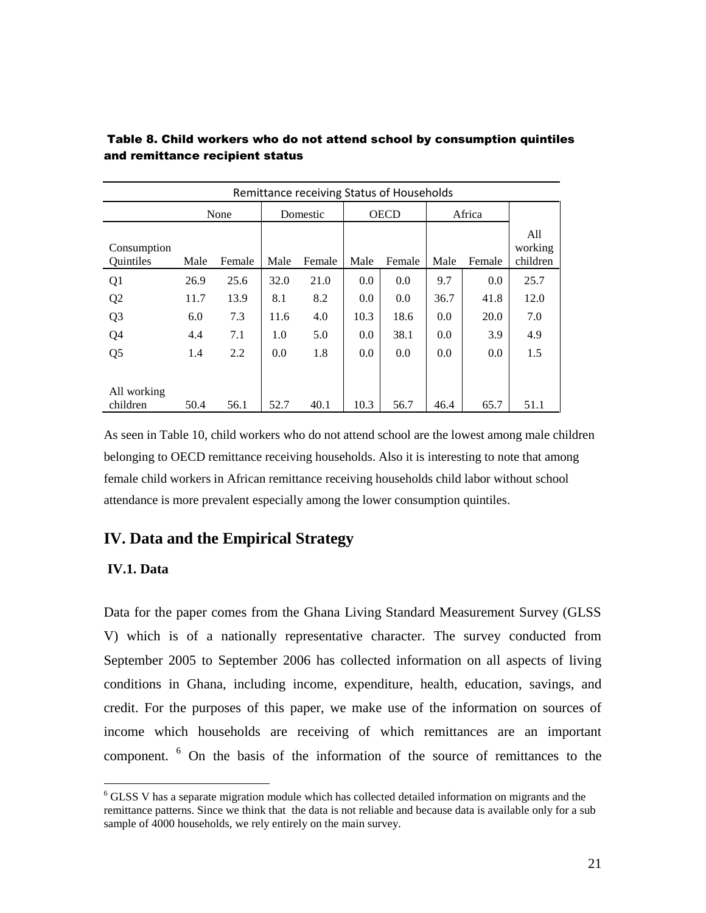**Table 8. Child workers who do not attend school by consumption quintiles and remittance recipient status**

| | Remittance receiving Status of Households | | | | | | | | |
|---|---|---|---|---|---|---|---|---|---|
| | None | | Domestic | | OECD | | Africa | | |
| Consumption Quintiles | Male | Female | Male | Female | Male | Female | Male | Female | All working children |
| Q1 | 26.9 | 25.6 | 32.0 | 21.0 | 0.0 | 0.0 | 9.7 | 0.0 | 25.7 |
| Q2 | 11.7 | 13.9 | 8.1 | 8.2 | 0.0 | 0.0 | 36.7 | 41.8 | 12.0 |
| Q3 | 6.0 | 7.3 | 11.6 | 4.0 | 10.3 | 18.6 | 0.0 | 20.0 | 7.0 |
| Q4 | 4.4 | 7.1 | 1.0 | 5.0 | 0.0 | 38.1 | 0.0 | 3.9 | 4.9 |
| Q5 | 1.4 | 2.2 | 0.0 | 1.8 | 0.0 | 0.0 | 0.0 | 0.0 | 1.5 |
| All working children | 50.4 | 56.1 | 52.7 | 40.1 | 10.3 | 56.7 | 46.4 | 65.7 | 51.1 |

As seen in Table 10, child workers who do not attend school are the lowest among male children belonging to OECD remittance receiving households. Also it is interesting to note that among female child workers in African remittance receiving households child labor without school attendance is more prevalent especially among the lower consumption quintiles.

## IV. Data and the Empirical Strategy

### IV.1. Data

Data for the paper comes from the Ghana Living Standard Measurement Survey (GLSS V) which is of a nationally representative character. The survey conducted from September 2005 to September 2006 has collected information on all aspects of living conditions in Ghana, including income, expenditure, health, education, savings, and credit. For the purposes of this paper, we make use of the information on sources of income which households are receiving of which remittances are an important component. [6] On the basis of the information of the source of remittances to the

[6] GLSS V has a separate migration module which has collected detailed information on migrants and the remittance patterns. Since we think that the data is not reliable and because data is available only for a sub sample of 4000 households, we rely entirely on the main survey.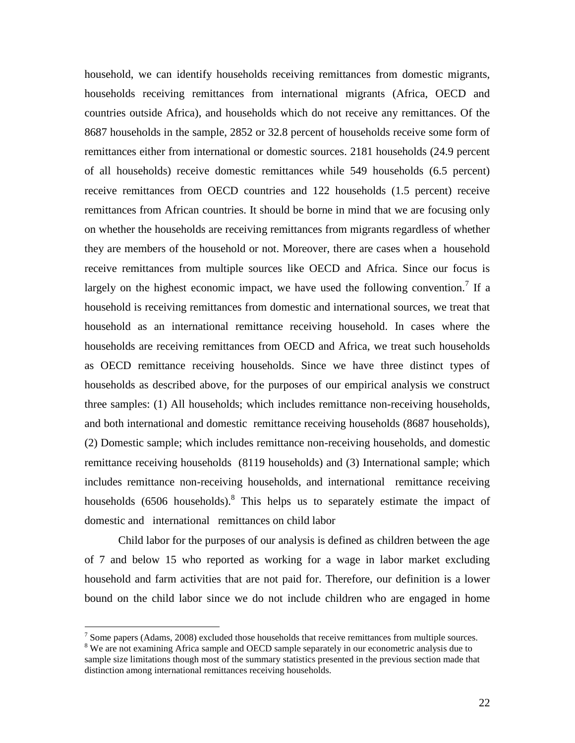household, we can identify households receiving remittances from domestic migrants, households receiving remittances from international migrants (Africa, OECD and countries outside Africa), and households which do not receive any remittances. Of the 8687 households in the sample, 2852 or 32.8 percent of households receive some form of remittances either from international or domestic sources. 2181 households (24.9 percent of all households) receive domestic remittances while 549 households (6.5 percent) receive remittances from OECD countries and 122 households (1.5 percent) receive remittances from African countries. It should be borne in mind that we are focusing only on whether the households are receiving remittances from migrants regardless of whether they are members of the household or not. Moreover, there are cases when a household receive remittances from multiple sources like OECD and Africa. Since our focus is largely on the highest economic impact, we have used the following convention.[7] If a household is receiving remittances from domestic and international sources, we treat that household as an international remittance receiving household. In cases where the households are receiving remittances from OECD and Africa, we treat such households as OECD remittance receiving households. Since we have three distinct types of households as described above, for the purposes of our empirical analysis we construct three samples: (1) All households; which includes remittance non-receiving households, and both international and domestic remittance receiving households (8687 households), (2) Domestic sample; which includes remittance non-receiving households, and domestic remittance receiving households (8119 households) and (3) International sample; which includes remittance non-receiving households, and international remittance receiving households (6506 households).[8] This helps us to separately estimate the impact of domestic and international remittances on child labor

Child labor for the purposes of our analysis is defined as children between the age of 7 and below 15 who reported as working for a wage in labor market excluding household and farm activities that are not paid for. Therefore, our definition is a lower bound on the child labor since we do not include children who are engaged in home

[7] Some papers (Adams, 2008) excluded those households that receive remittances from multiple sources.

[8] We are not examining Africa sample and OECD sample separately in our econometric analysis due to sample size limitations though most of the summary statistics presented in the previous section made that distinction among international remittances receiving households.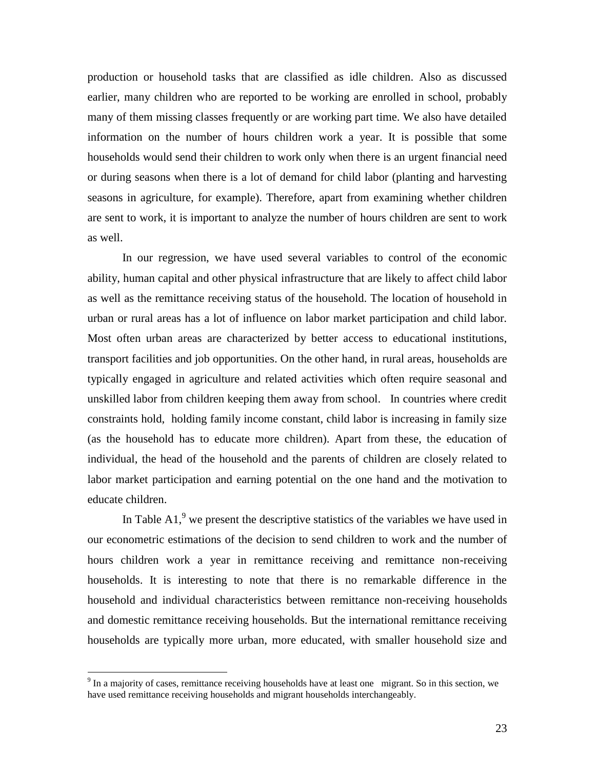production or household tasks that are classified as idle children. Also as discussed earlier, many children who are reported to be working are enrolled in school, probably many of them missing classes frequently or are working part time. We also have detailed information on the number of hours children work a year. It is possible that some households would send their children to work only when there is an urgent financial need or during seasons when there is a lot of demand for child labor (planting and harvesting seasons in agriculture, for example). Therefore, apart from examining whether children are sent to work, it is important to analyze the number of hours children are sent to work as well.

In our regression, we have used several variables to control of the economic ability, human capital and other physical infrastructure that are likely to affect child labor as well as the remittance receiving status of the household. The location of household in urban or rural areas has a lot of influence on labor market participation and child labor. Most often urban areas are characterized by better access to educational institutions, transport facilities and job opportunities. On the other hand, in rural areas, households are typically engaged in agriculture and related activities which often require seasonal and unskilled labor from children keeping them away from school. In countries where credit constraints hold, holding family income constant, child labor is increasing in family size (as the household has to educate more children). Apart from these, the education of individual, the head of the household and the parents of children are closely related to labor market participation and earning potential on the one hand and the motivation to educate children.

In Table A1,[9] we present the descriptive statistics of the variables we have used in our econometric estimations of the decision to send children to work and the number of hours children work a year in remittance receiving and remittance non-receiving households. It is interesting to note that there is no remarkable difference in the household and individual characteristics between remittance non-receiving households and domestic remittance receiving households. But the international remittance receiving households are typically more urban, more educated, with smaller household size and

[9] In a majority of cases, remittance receiving households have at least one migrant. So in this section, we have used remittance receiving households and migrant households interchangeably.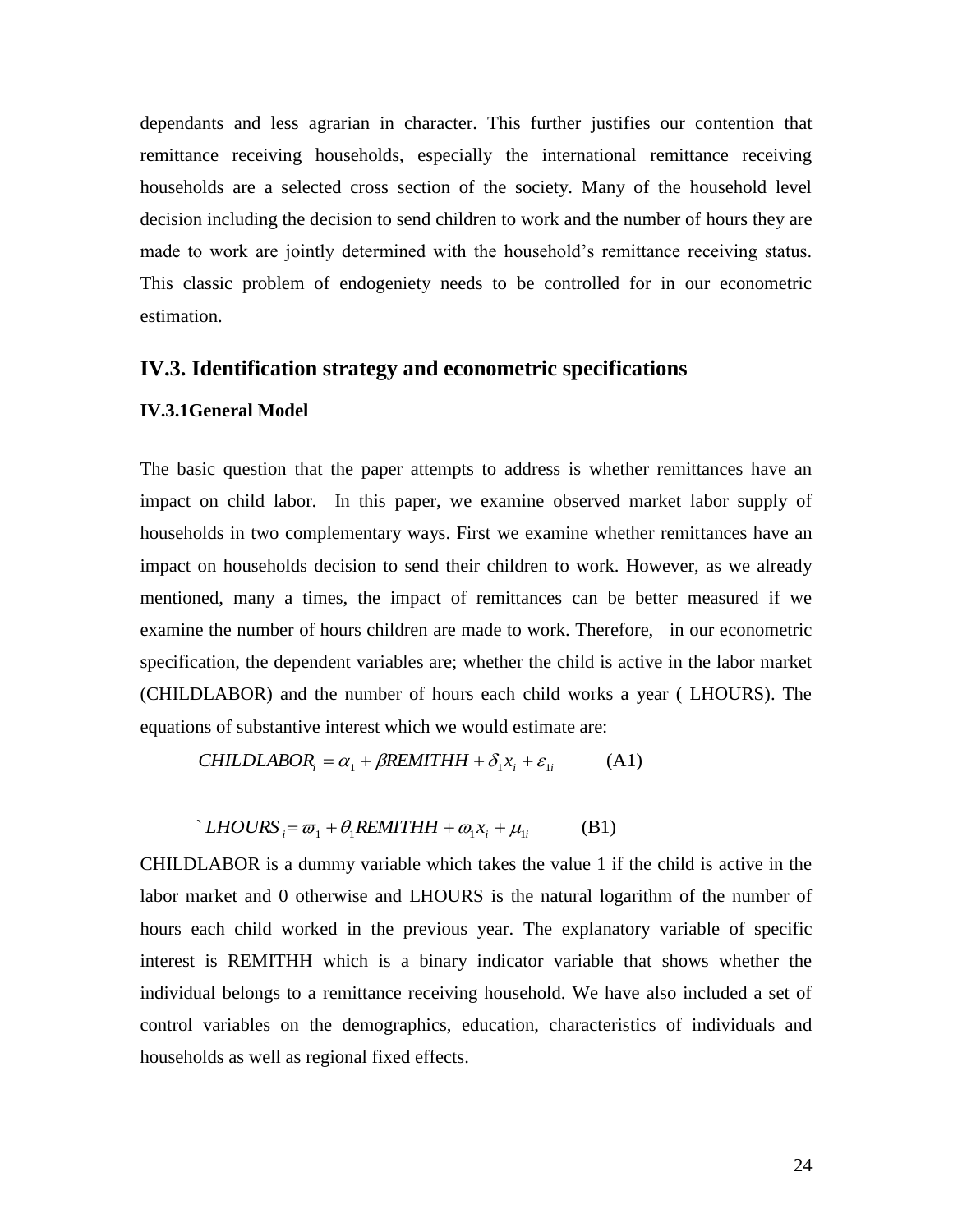dependants and less agrarian in character. This further justifies our contention that remittance receiving households, especially the international remittance receiving households are a selected cross section of the society. Many of the household level decision including the decision to send children to work and the number of hours they are made to work are jointly determined with the household's remittance receiving status. This classic problem of endogeniety needs to be controlled for in our econometric estimation.

## IV.3. Identification strategy and econometric specifications

### IV.3.1General Model

The basic question that the paper attempts to address is whether remittances have an impact on child labor. In this paper, we examine observed market labor supply of households in two complementary ways. First we examine whether remittances have an impact on households decision to send their children to work. However, as we already mentioned, many a times, the impact of remittances can be better measured if we examine the number of hours children are made to work. Therefore, in our econometric specification, the dependent variables are; whether the child is active in the labor market (CHILDLABOR) and the number of hours each child works a year ( LHOURS). The equations of substantive interest which we would estimate are:

$$CHILDLABOR_i = \alpha_1 + \beta REMITHH + \delta_1 x_i + \varepsilon_{1i} \qquad \text{(A1)}$$

$$LHOURS_i = \varpi_1 + \theta_1 REMITHH + \omega_1 x_i + \mu_{1i} \qquad \text{(B1)}$$

CHILDLABOR is a dummy variable which takes the value 1 if the child is active in the labor market and 0 otherwise and LHOURS is the natural logarithm of the number of hours each child worked in the previous year. The explanatory variable of specific interest is REMITHH which is a binary indicator variable that shows whether the individual belongs to a remittance receiving household. We have also included a set of control variables on the demographics, education, characteristics of individuals and households as well as regional fixed effects.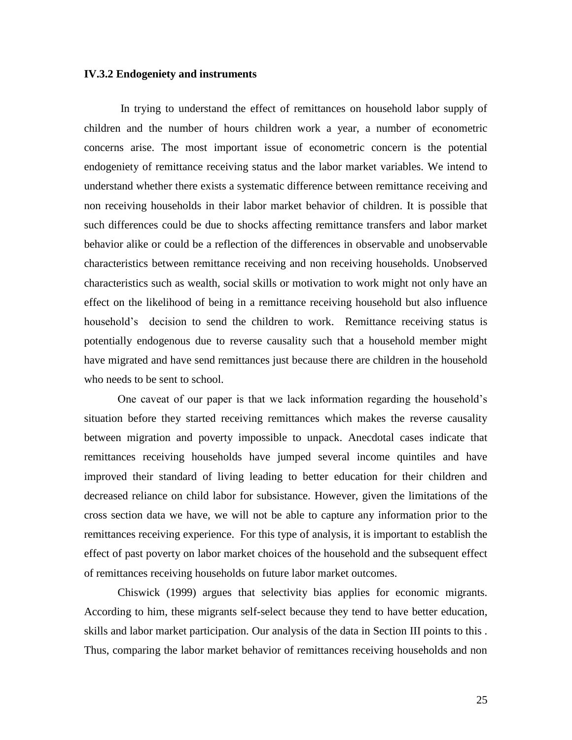### IV.3.2 Endogeniety and instruments

In trying to understand the effect of remittances on household labor supply of children and the number of hours children work a year, a number of econometric concerns arise. The most important issue of econometric concern is the potential endogeniety of remittance receiving status and the labor market variables. We intend to understand whether there exists a systematic difference between remittance receiving and non receiving households in their labor market behavior of children. It is possible that such differences could be due to shocks affecting remittance transfers and labor market behavior alike or could be a reflection of the differences in observable and unobservable characteristics between remittance receiving and non receiving households. Unobserved characteristics such as wealth, social skills or motivation to work might not only have an effect on the likelihood of being in a remittance receiving household but also influence household's decision to send the children to work. Remittance receiving status is potentially endogenous due to reverse causality such that a household member might have migrated and have send remittances just because there are children in the household who needs to be sent to school.

One caveat of our paper is that we lack information regarding the household's situation before they started receiving remittances which makes the reverse causality between migration and poverty impossible to unpack. Anecdotal cases indicate that remittances receiving households have jumped several income quintiles and have improved their standard of living leading to better education for their children and decreased reliance on child labor for subsistance. However, given the limitations of the cross section data we have, we will not be able to capture any information prior to the remittances receiving experience. For this type of analysis, it is important to establish the effect of past poverty on labor market choices of the household and the subsequent effect of remittances receiving households on future labor market outcomes.

Chiswick (1999) argues that selectivity bias applies for economic migrants. According to him, these migrants self-select because they tend to have better education, skills and labor market participation. Our analysis of the data in Section III points to this . Thus, comparing the labor market behavior of remittances receiving households and non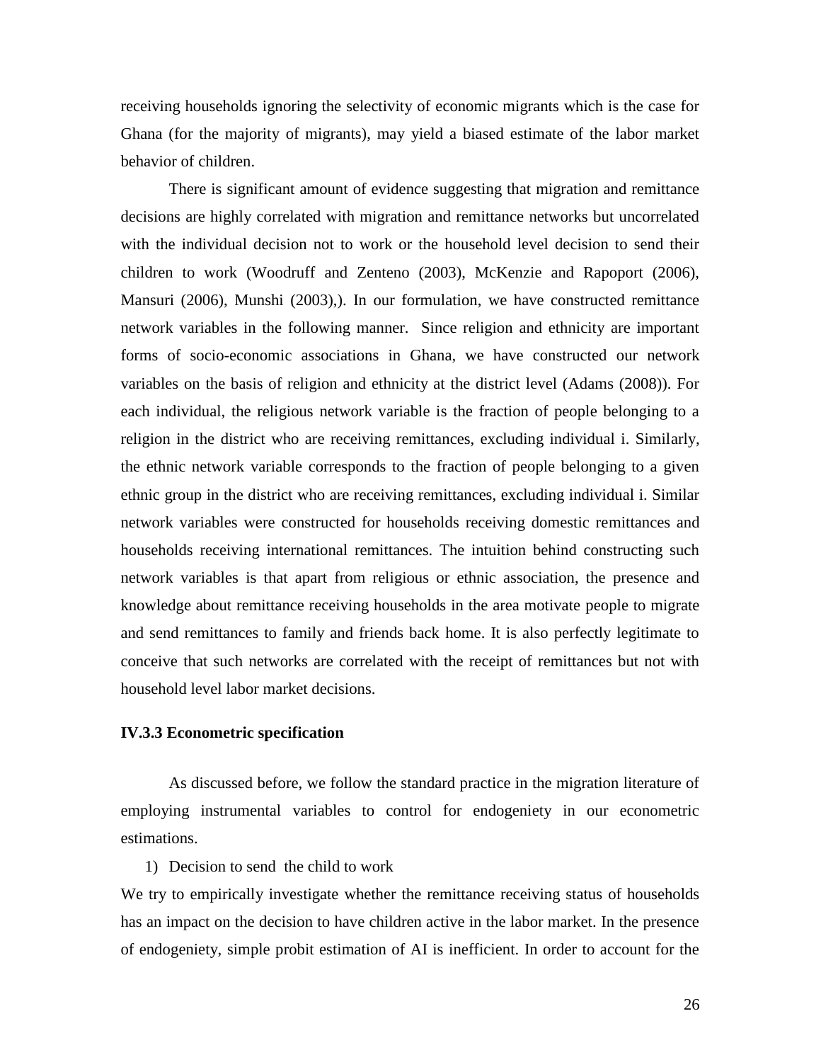receiving households ignoring the selectivity of economic migrants which is the case for Ghana (for the majority of migrants), may yield a biased estimate of the labor market behavior of children.

There is significant amount of evidence suggesting that migration and remittance decisions are highly correlated with migration and remittance networks but uncorrelated with the individual decision not to work or the household level decision to send their children to work (Woodruff and Zenteno (2003), McKenzie and Rapoport (2006), Mansuri (2006), Munshi (2003),). In our formulation, we have constructed remittance network variables in the following manner. Since religion and ethnicity are important forms of socio-economic associations in Ghana, we have constructed our network variables on the basis of religion and ethnicity at the district level (Adams (2008)). For each individual, the religious network variable is the fraction of people belonging to a religion in the district who are receiving remittances, excluding individual i. Similarly, the ethnic network variable corresponds to the fraction of people belonging to a given ethnic group in the district who are receiving remittances, excluding individual i. Similar network variables were constructed for households receiving domestic remittances and households receiving international remittances. The intuition behind constructing such network variables is that apart from religious or ethnic association, the presence and knowledge about remittance receiving households in the area motivate people to migrate and send remittances to family and friends back home. It is also perfectly legitimate to conceive that such networks are correlated with the receipt of remittances but not with household level labor market decisions.

### IV.3.3 Econometric specification

As discussed before, we follow the standard practice in the migration literature of employing instrumental variables to control for endogeniety in our econometric estimations.

1) Decision to send the child to work

We try to empirically investigate whether the remittance receiving status of households has an impact on the decision to have children active in the labor market. In the presence of endogeniety, simple probit estimation of AI is inefficient. In order to account for the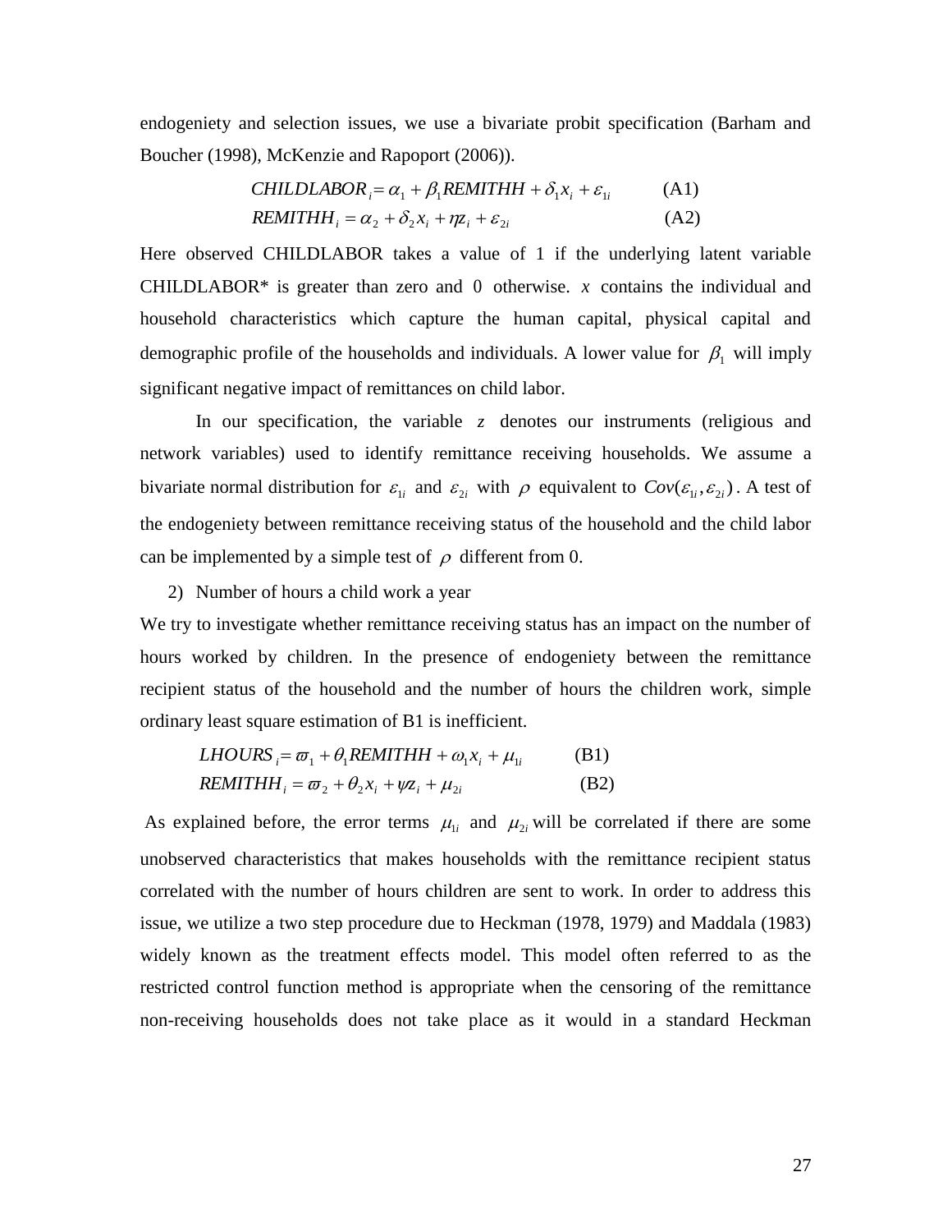endogeniety and selection issues, we use a bivariate probit specification (Barham and Boucher (1998), McKenzie and Rapoport (2006)).

$$CHILDLABOR_i = \alpha_1 + \beta_1 REMITHH + \delta_1 x_i + \varepsilon_{1i} \qquad \text{(A1)}$$

$$REMITHH_i = \alpha_2 + \delta_2 x_i + \eta z_i + \varepsilon_{2i} \qquad \text{(A2)}$$

Here observed CHILDLABOR takes a value of 1 if the underlying latent variable CHILDLABOR* is greater than zero and 0 otherwise. $x$ contains the individual and household characteristics which capture the human capital, physical capital and demographic profile of the households and individuals. A lower value for $\beta_1$ will imply significant negative impact of remittances on child labor.

In our specification, the variable $z$ denotes our instruments (religious and network variables) used to identify remittance receiving households. We assume a bivariate normal distribution for $\varepsilon_{1i}$ and $\varepsilon_{2i}$ with $\rho$ equivalent to $Cov(\varepsilon_{1i}, \varepsilon_{2i})$. A test of the endogeniety between remittance receiving status of the household and the child labor can be implemented by a simple test of $\rho$ different from 0.

2) Number of hours a child work a year

We try to investigate whether remittance receiving status has an impact on the number of hours worked by children. In the presence of endogeniety between the remittance recipient status of the household and the number of hours the children work, simple ordinary least square estimation of B1 is inefficient.

$$LHOURS_i = \varpi_1 + \theta_1 REMITHH + \omega_1 x_i + \mu_{1i} \qquad \text{(B1)}$$

$$REMITHH_i = \varpi_2 + \theta_2 x_i + \psi z_i + \mu_{2i} \qquad \text{(B2)}$$

As explained before, the error terms $\mu_{1i}$ and $\mu_{2i}$ will be correlated if there are some unobserved characteristics that makes households with the remittance recipient status correlated with the number of hours children are sent to work. In order to address this issue, we utilize a two step procedure due to Heckman (1978, 1979) and Maddala (1983) widely known as the treatment effects model. This model often referred to as the restricted control function method is appropriate when the censoring of the remittance non-receiving households does not take place as it would in a standard Heckman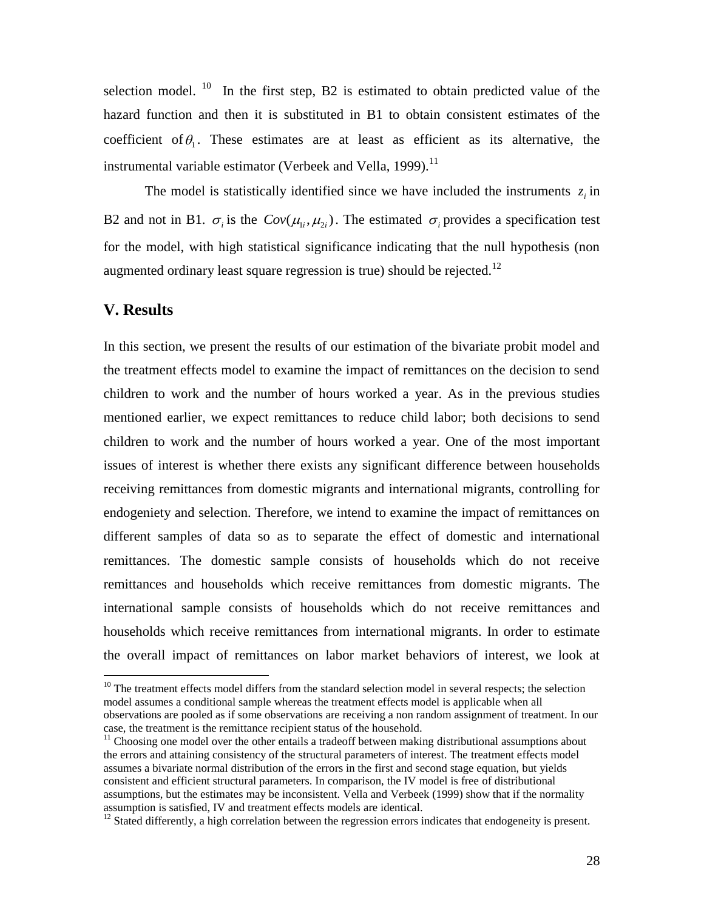selection model. [10] In the first step, B2 is estimated to obtain predicted value of the hazard function and then it is substituted in B1 to obtain consistent estimates of the coefficient of $\theta_1$. These estimates are at least as efficient as its alternative, the instrumental variable estimator (Verbeek and Vella, 1999).[11]

The model is statistically identified since we have included the instruments $z_i$ in B2 and not in B1. $\sigma_i$ is the $Cov(\mu_{1i}, \mu_{2i})$. The estimated $\sigma_i$ provides a specification test for the model, with high statistical significance indicating that the null hypothesis (non augmented ordinary least square regression is true) should be rejected.[12]

## V. Results

In this section, we present the results of our estimation of the bivariate probit model and the treatment effects model to examine the impact of remittances on the decision to send children to work and the number of hours worked a year. As in the previous studies mentioned earlier, we expect remittances to reduce child labor; both decisions to send children to work and the number of hours worked a year. One of the most important issues of interest is whether there exists any significant difference between households receiving remittances from domestic migrants and international migrants, controlling for endogeniety and selection. Therefore, we intend to examine the impact of remittances on different samples of data so as to separate the effect of domestic and international remittances. The domestic sample consists of households which do not receive remittances and households which receive remittances from domestic migrants. The international sample consists of households which do not receive remittances and households which receive remittances from international migrants. In order to estimate the overall impact of remittances on labor market behaviors of interest, we look at

---

[10] The treatment effects model differs from the standard selection model in several respects; the selection model assumes a conditional sample whereas the treatment effects model is applicable when all observations are pooled as if some observations are receiving a non random assignment of treatment. In our case, the treatment is the remittance recipient status of the household.

[11] Choosing one model over the other entails a tradeoff between making distributional assumptions about the errors and attaining consistency of the structural parameters of interest. The treatment effects model assumes a bivariate normal distribution of the errors in the first and second stage equation, but yields consistent and efficient structural parameters. In comparison, the IV model is free of distributional assumptions, but the estimates may be inconsistent. Vella and Verbeek (1999) show that if the normality assumption is satisfied, IV and treatment effects models are identical.

[12] Stated differently, a high correlation between the regression errors indicates that endogeneity is present.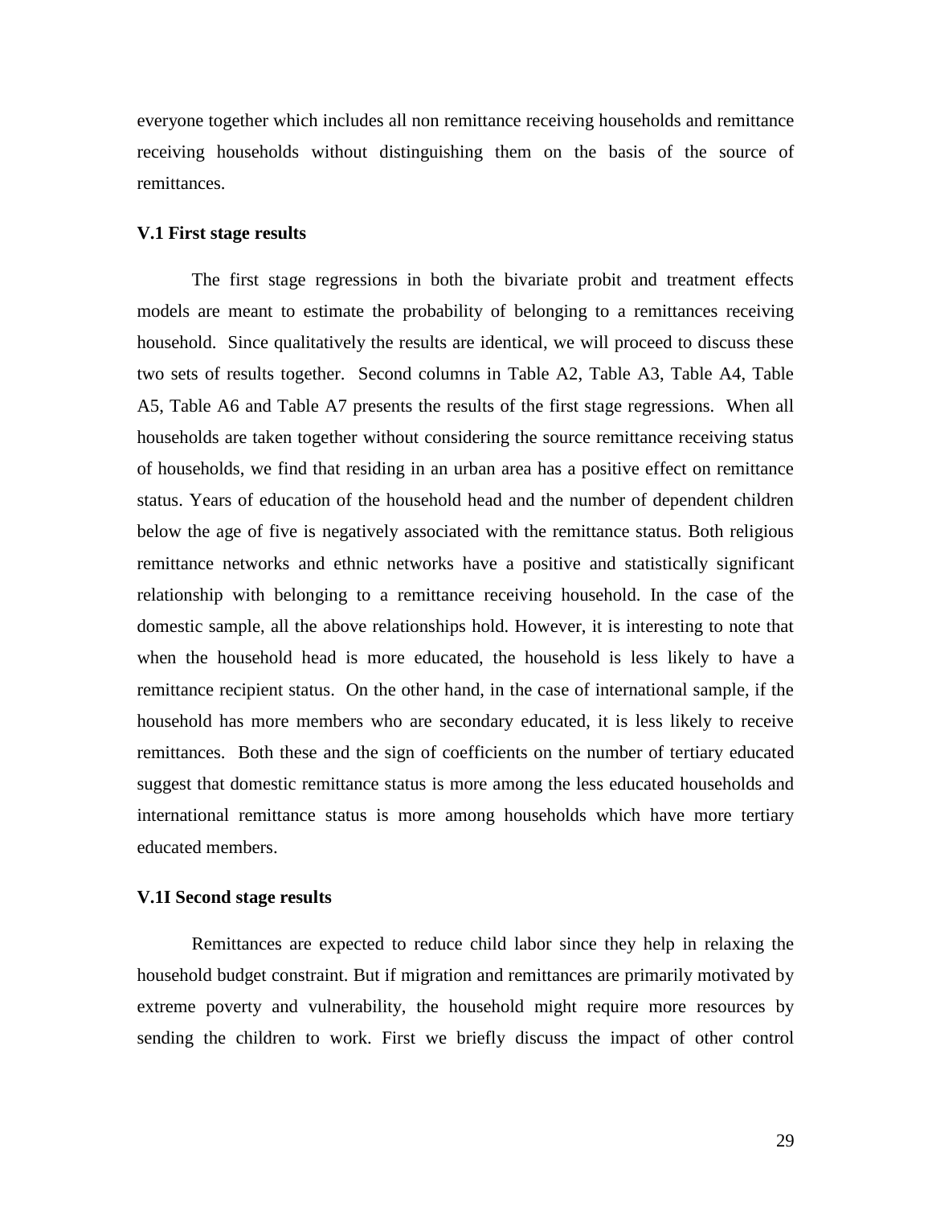everyone together which includes all non remittance receiving households and remittance receiving households without distinguishing them on the basis of the source of remittances.

### V.1 First stage results

The first stage regressions in both the bivariate probit and treatment effects models are meant to estimate the probability of belonging to a remittances receiving household. Since qualitatively the results are identical, we will proceed to discuss these two sets of results together. Second columns in Table A2, Table A3, Table A4, Table A5, Table A6 and Table A7 presents the results of the first stage regressions. When all households are taken together without considering the source remittance receiving status of households, we find that residing in an urban area has a positive effect on remittance status. Years of education of the household head and the number of dependent children below the age of five is negatively associated with the remittance status. Both religious remittance networks and ethnic networks have a positive and statistically significant relationship with belonging to a remittance receiving household. In the case of the domestic sample, all the above relationships hold. However, it is interesting to note that when the household head is more educated, the household is less likely to have a remittance recipient status. On the other hand, in the case of international sample, if the household has more members who are secondary educated, it is less likely to receive remittances. Both these and the sign of coefficients on the number of tertiary educated suggest that domestic remittance status is more among the less educated households and international remittance status is more among households which have more tertiary educated members.

### V.1I Second stage results

Remittances are expected to reduce child labor since they help in relaxing the household budget constraint. But if migration and remittances are primarily motivated by extreme poverty and vulnerability, the household might require more resources by sending the children to work. First we briefly discuss the impact of other control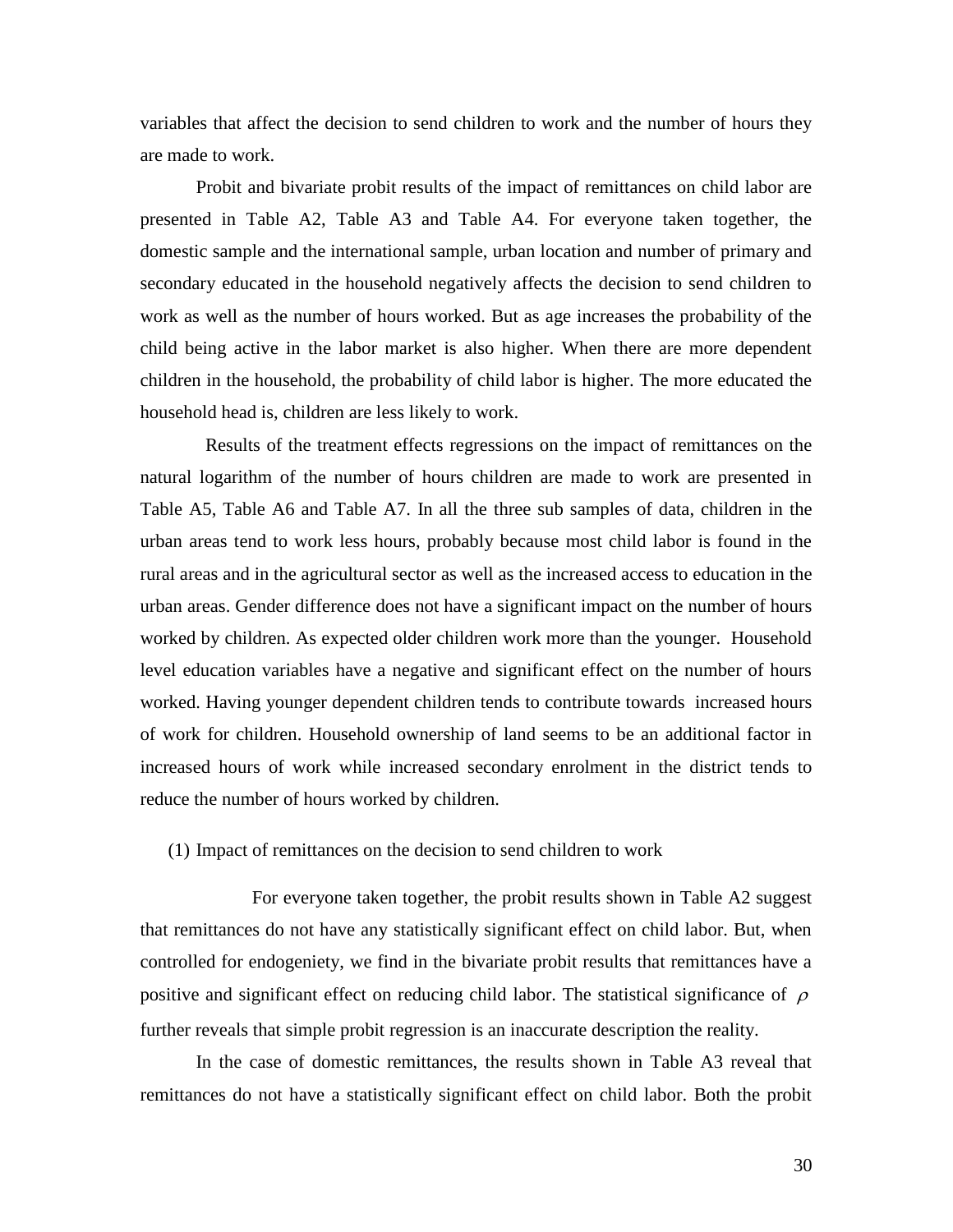variables that affect the decision to send children to work and the number of hours they are made to work.

Probit and bivariate probit results of the impact of remittances on child labor are presented in Table A2, Table A3 and Table A4. For everyone taken together, the domestic sample and the international sample, urban location and number of primary and secondary educated in the household negatively affects the decision to send children to work as well as the number of hours worked. But as age increases the probability of the child being active in the labor market is also higher. When there are more dependent children in the household, the probability of child labor is higher. The more educated the household head is, children are less likely to work.

Results of the treatment effects regressions on the impact of remittances on the natural logarithm of the number of hours children are made to work are presented in Table A5, Table A6 and Table A7. In all the three sub samples of data, children in the urban areas tend to work less hours, probably because most child labor is found in the rural areas and in the agricultural sector as well as the increased access to education in the urban areas. Gender difference does not have a significant impact on the number of hours worked by children. As expected older children work more than the younger. Household level education variables have a negative and significant effect on the number of hours worked. Having younger dependent children tends to contribute towards increased hours of work for children. Household ownership of land seems to be an additional factor in increased hours of work while increased secondary enrolment in the district tends to reduce the number of hours worked by children.

(1) Impact of remittances on the decision to send children to work

For everyone taken together, the probit results shown in Table A2 suggest that remittances do not have any statistically significant effect on child labor. But, when controlled for endogeniety, we find in the bivariate probit results that remittances have a positive and significant effect on reducing child labor. The statistical significance of $\rho$ further reveals that simple probit regression is an inaccurate description the reality.

In the case of domestic remittances, the results shown in Table A3 reveal that remittances do not have a statistically significant effect on child labor. Both the probit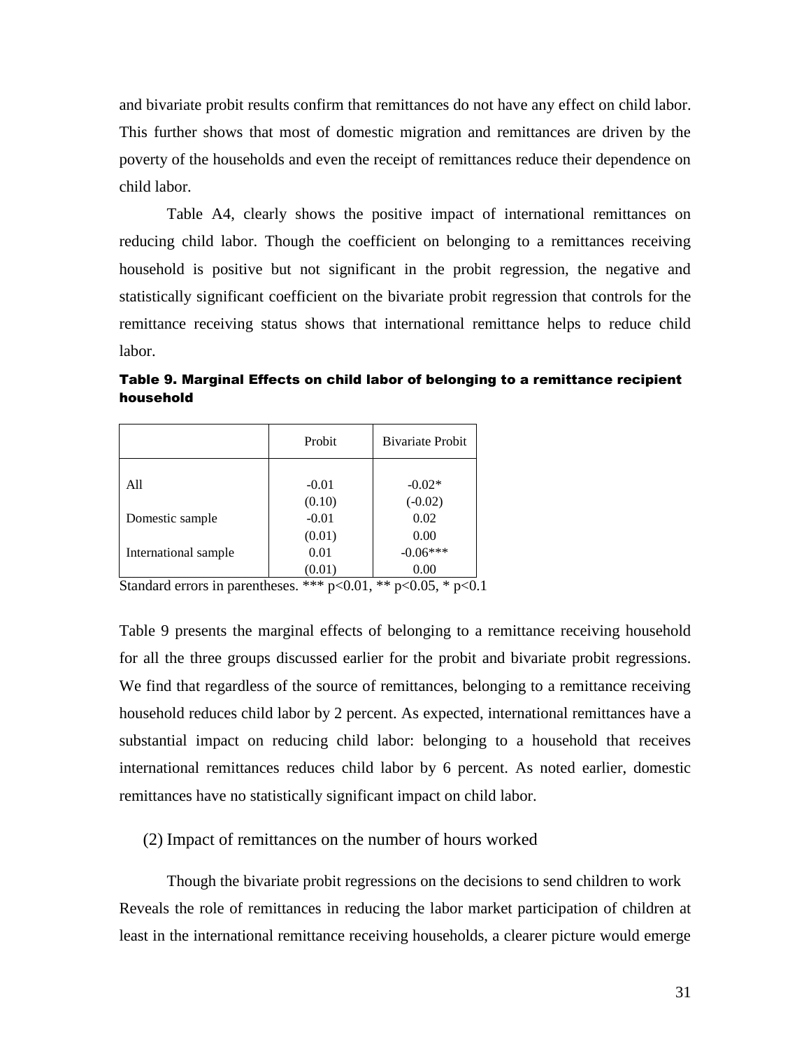and bivariate probit results confirm that remittances do not have any effect on child labor. This further shows that most of domestic migration and remittances are driven by the poverty of the households and even the receipt of remittances reduce their dependence on child labor.

Table A4, clearly shows the positive impact of international remittances on reducing child labor. Though the coefficient on belonging to a remittances receiving household is positive but not significant in the probit regression, the negative and statistically significant coefficient on the bivariate probit regression that controls for the remittance receiving status shows that international remittance helps to reduce child labor.

**Table 9. Marginal Effects on child labor of belonging to a remittance recipient household**

| | Probit | Bivariate Probit |
|---|---|---|
| All | -0.01 | -0.02* |
| | (0.10) | (-0.02) |
| Domestic sample | -0.01 | 0.02 |
| | (0.01) | 0.00 |
| International sample | 0.01 | -0.06*** |
| | (0.01) | 0.00 |

Standard errors in parentheses. *** p<0.01, ** p<0.05, * p<0.1

Table 9 presents the marginal effects of belonging to a remittance receiving household for all the three groups discussed earlier for the probit and bivariate probit regressions. We find that regardless of the source of remittances, belonging to a remittance receiving household reduces child labor by 2 percent. As expected, international remittances have a substantial impact on reducing child labor: belonging to a household that receives international remittances reduces child labor by 6 percent. As noted earlier, domestic remittances have no statistically significant impact on child labor.

(2) Impact of remittances on the number of hours worked

Though the bivariate probit regressions on the decisions to send children to work Reveals the role of remittances in reducing the labor market participation of children at least in the international remittance receiving households, a clearer picture would emerge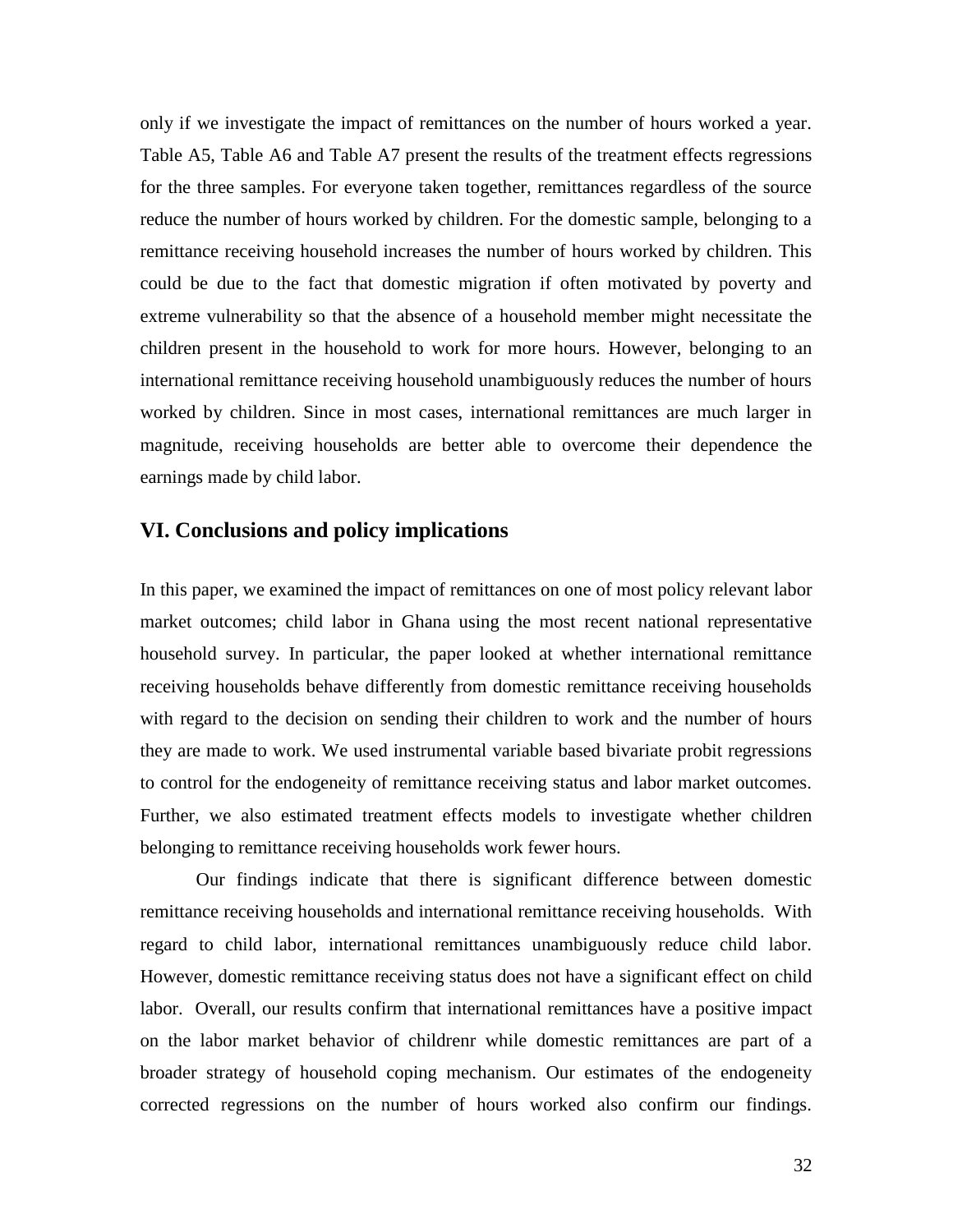only if we investigate the impact of remittances on the number of hours worked a year. Table A5, Table A6 and Table A7 present the results of the treatment effects regressions for the three samples. For everyone taken together, remittances regardless of the source reduce the number of hours worked by children. For the domestic sample, belonging to a remittance receiving household increases the number of hours worked by children. This could be due to the fact that domestic migration if often motivated by poverty and extreme vulnerability so that the absence of a household member might necessitate the children present in the household to work for more hours. However, belonging to an international remittance receiving household unambiguously reduces the number of hours worked by children. Since in most cases, international remittances are much larger in magnitude, receiving households are better able to overcome their dependence the earnings made by child labor.

## VI. Conclusions and policy implications

In this paper, we examined the impact of remittances on one of most policy relevant labor market outcomes; child labor in Ghana using the most recent national representative household survey. In particular, the paper looked at whether international remittance receiving households behave differently from domestic remittance receiving households with regard to the decision on sending their children to work and the number of hours they are made to work. We used instrumental variable based bivariate probit regressions to control for the endogeneity of remittance receiving status and labor market outcomes. Further, we also estimated treatment effects models to investigate whether children belonging to remittance receiving households work fewer hours.

Our findings indicate that there is significant difference between domestic remittance receiving households and international remittance receiving households. With regard to child labor, international remittances unambiguously reduce child labor. However, domestic remittance receiving status does not have a significant effect on child labor. Overall, our results confirm that international remittances have a positive impact on the labor market behavior of childrenr while domestic remittances are part of a broader strategy of household coping mechanism. Our estimates of the endogeneity corrected regressions on the number of hours worked also confirm our findings.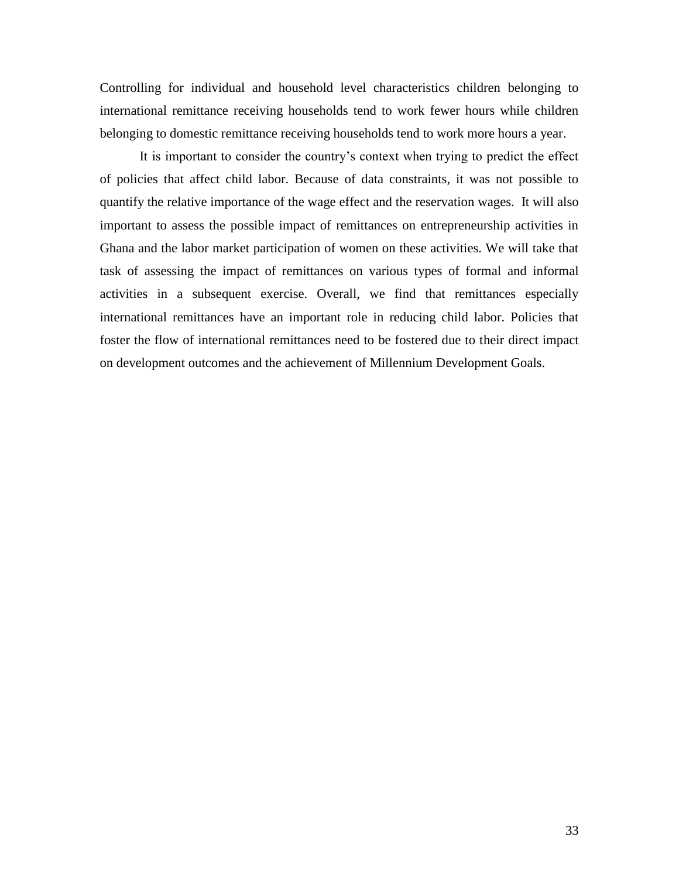Controlling for individual and household level characteristics children belonging to international remittance receiving households tend to work fewer hours while children belonging to domestic remittance receiving households tend to work more hours a year.

It is important to consider the country's context when trying to predict the effect of policies that affect child labor. Because of data constraints, it was not possible to quantify the relative importance of the wage effect and the reservation wages. It will also important to assess the possible impact of remittances on entrepreneurship activities in Ghana and the labor market participation of women on these activities. We will take that task of assessing the impact of remittances on various types of formal and informal activities in a subsequent exercise. Overall, we find that remittances especially international remittances have an important role in reducing child labor. Policies that foster the flow of international remittances need to be fostered due to their direct impact on development outcomes and the achievement of Millennium Development Goals.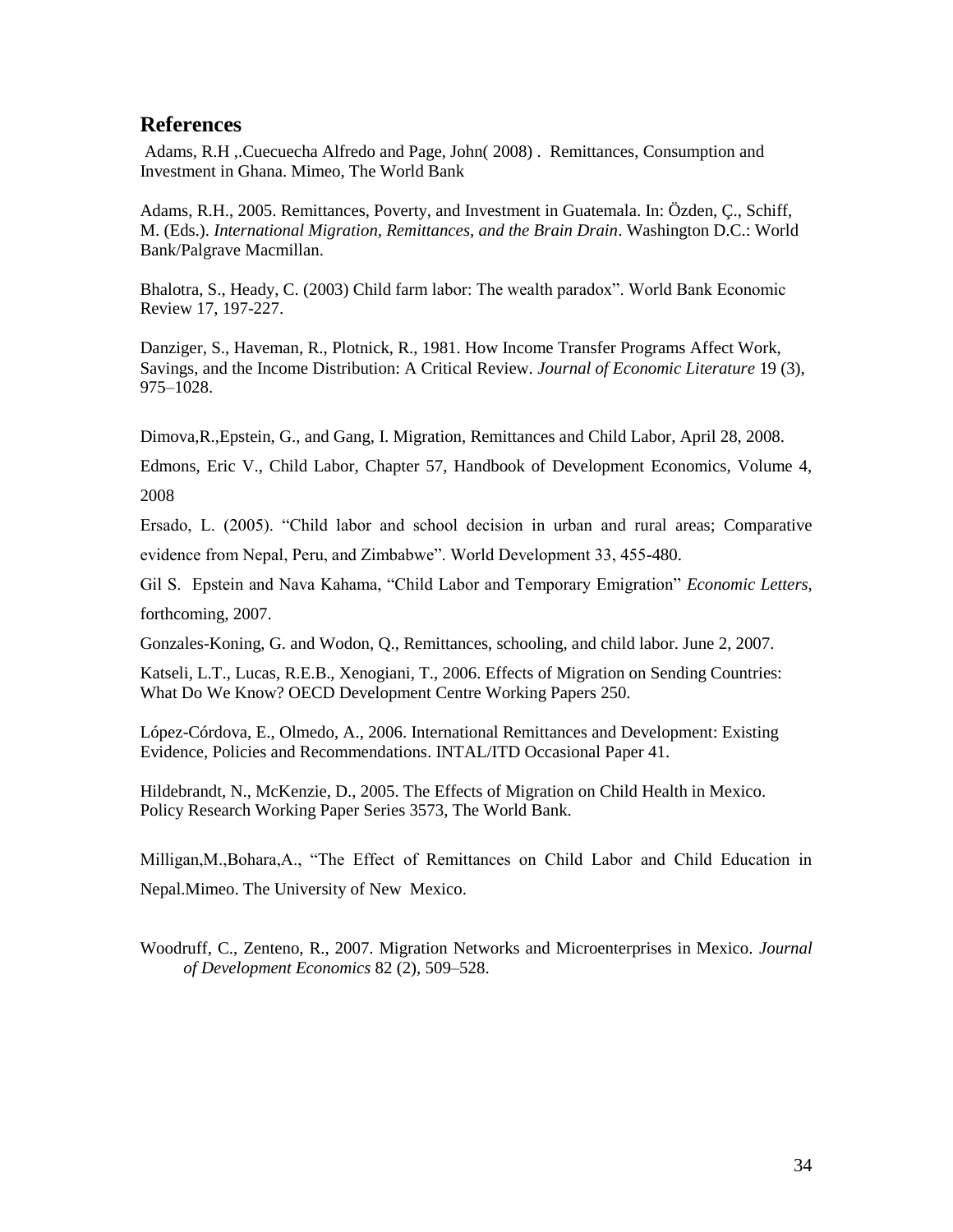## References

Adams, R.H ,.Cuecuecha Alfredo and Page, John( 2008) . Remittances, Consumption and Investment in Ghana. Mimeo, The World Bank

Adams, R.H., 2005. Remittances, Poverty, and Investment in Guatemala. In: Özden, Ç., Schiff, M. (Eds.). *International Migration, Remittances, and the Brain Drain*. Washington D.C.: World Bank/Palgrave Macmillan.

Bhalotra, S., Heady, C. (2003) Child farm labor: The wealth paradox". World Bank Economic Review 17, 197-227.

Danziger, S., Haveman, R., Plotnick, R., 1981. How Income Transfer Programs Affect Work, Savings, and the Income Distribution: A Critical Review. *Journal of Economic Literature* 19 (3), 975–1028.

Dimova,R.,Epstein, G., and Gang, I. Migration, Remittances and Child Labor, April 28, 2008.

Edmons, Eric V., Child Labor, Chapter 57, Handbook of Development Economics, Volume 4, 2008

Ersado, L. (2005). "Child labor and school decision in urban and rural areas; Comparative evidence from Nepal, Peru, and Zimbabwe". World Development 33, 455-480.

Gil S. Epstein and Nava Kahama, "Child Labor and Temporary Emigration" *Economic Letters*, forthcoming, 2007.

Gonzales-Koning, G. and Wodon, Q., Remittances, schooling, and child labor. June 2, 2007.

Katseli, L.T., Lucas, R.E.B., Xenogiani, T., 2006. Effects of Migration on Sending Countries: What Do We Know? OECD Development Centre Working Papers 250.

López-Córdova, E., Olmedo, A., 2006. International Remittances and Development: Existing Evidence, Policies and Recommendations. INTAL/ITD Occasional Paper 41.

Hildebrandt, N., McKenzie, D., 2005. The Effects of Migration on Child Health in Mexico. Policy Research Working Paper Series 3573, The World Bank.

Milligan,M.,Bohara,A., "The Effect of Remittances on Child Labor and Child Education in Nepal.Mimeo. The University of New Mexico.

Woodruff, C., Zenteno, R., 2007. Migration Networks and Microenterprises in Mexico. *Journal of Development Economics* 82 (2), 509–528.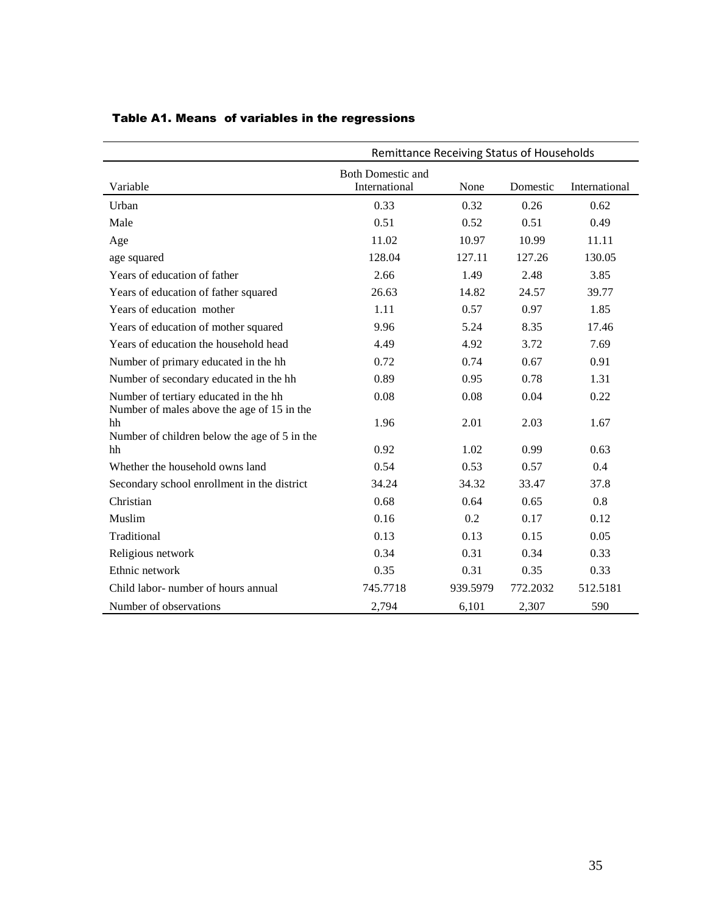**Table A1. Means of variables in the regressions**

| | Remittance Receiving Status of Households | | | |
|---|---|---|---|---|
| Variable | Both Domestic and International | None | Domestic | International |
| Urban | 0.33 | 0.32 | 0.26 | 0.62 |
| Male | 0.51 | 0.52 | 0.51 | 0.49 |
| Age | 11.02 | 10.97 | 10.99 | 11.11 |
| age squared | 128.04 | 127.11 | 127.26 | 130.05 |
| Years of education of father | 2.66 | 1.49 | 2.48 | 3.85 |
| Years of education of father squared | 26.63 | 14.82 | 24.57 | 39.77 |
| Years of education mother | 1.11 | 0.57 | 0.97 | 1.85 |
| Years of education of mother squared | 9.96 | 5.24 | 8.35 | 17.46 |
| Years of education the household head | 4.49 | 4.92 | 3.72 | 7.69 |
| Number of primary educated in the hh | 0.72 | 0.74 | 0.67 | 0.91 |
| Number of secondary educated in the hh | 0.89 | 0.95 | 0.78 | 1.31 |
| Number of tertiary educated in the hh | 0.08 | 0.08 | 0.04 | 0.22 |
| Number of males above the age of 15 in the hh | 1.96 | 2.01 | 2.03 | 1.67 |
| Number of children below the age of 5 in the hh | 0.92 | 1.02 | 0.99 | 0.63 |
| Whether the household owns land | 0.54 | 0.53 | 0.57 | 0.4 |
| Secondary school enrollment in the district | 34.24 | 34.32 | 33.47 | 37.8 |
| Christian | 0.68 | 0.64 | 0.65 | 0.8 |
| Muslim | 0.16 | 0.2 | 0.17 | 0.12 |
| Traditional | 0.13 | 0.13 | 0.15 | 0.05 |
| Religious network | 0.34 | 0.31 | 0.34 | 0.33 |
| Ethnic network | 0.35 | 0.31 | 0.35 | 0.33 |
| Child labor- number of hours annual | 745.7718 | 939.5979 | 772.2032 | 512.5181 |
| Number of observations | 2,794 | 6,101 | 2,307 | 590 |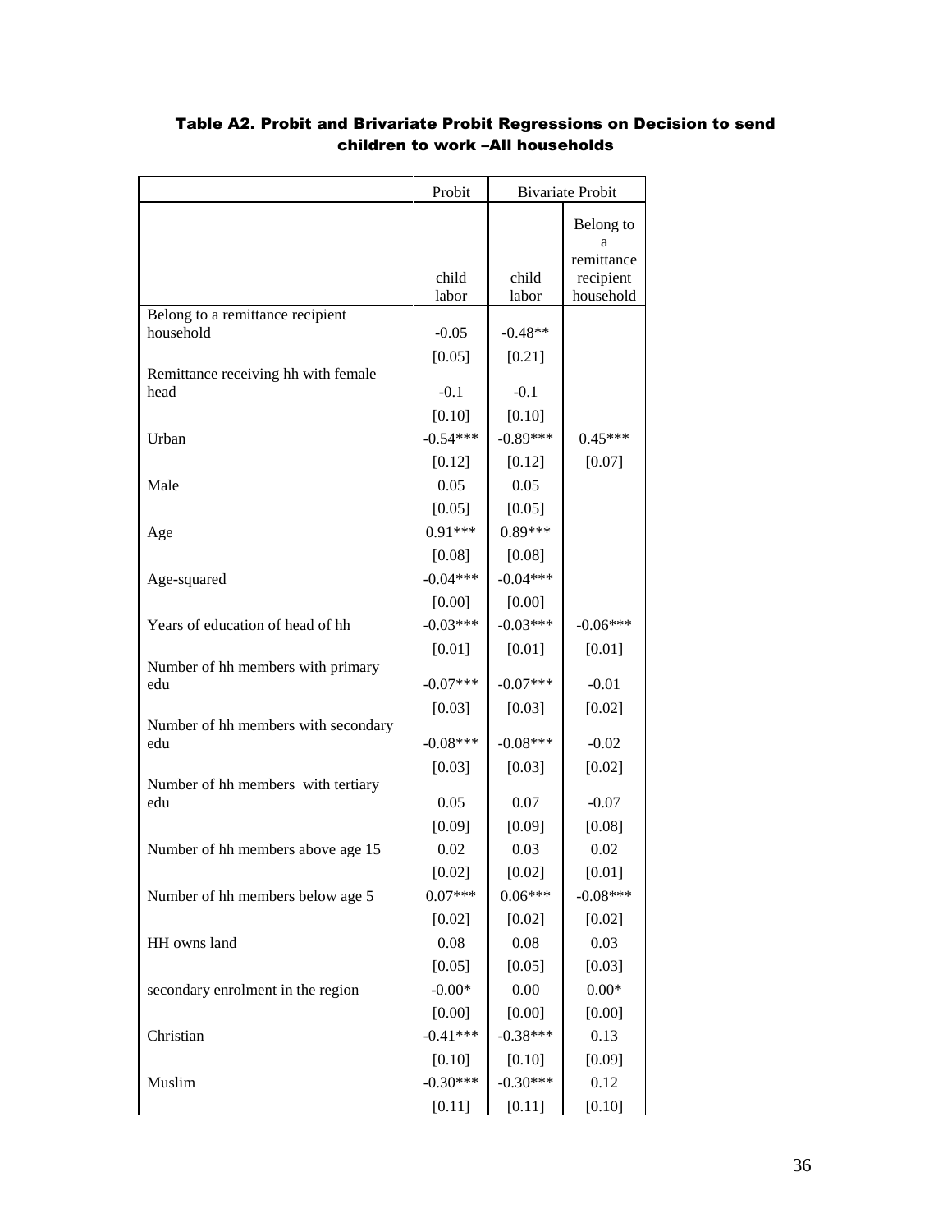### Table A2. Probit and Brivariate Probit Regressions on Decision to send children to work –All households

| | Probit | Bivariate Probit | |
|---|---|---|---|
| | child labor | child labor | Belong to a remittance recipient household |
| Belong to a remittance recipient household | -0.05 | -0.48** | |
| | [0.05] | [0.21] | |
| Remittance receiving hh with female head | -0.1 | -0.1 | |
| | [0.10] | [0.10] | |
| Urban | -0.54*** | -0.89*** | 0.45*** |
| | [0.12] | [0.12] | [0.07] |
| Male | 0.05 | 0.05 | |
| | [0.05] | [0.05] | |
| Age | 0.91*** | 0.89*** | |
| | [0.08] | [0.08] | |
| Age-squared | -0.04*** | -0.04*** | |
| | [0.00] | [0.00] | |
| Years of education of head of hh | -0.03*** | -0.03*** | -0.06*** |
| | [0.01] | [0.01] | [0.01] |
| Number of hh members with primary edu | -0.07*** | -0.07*** | -0.01 |
| | [0.03] | [0.03] | [0.02] |
| Number of hh members with secondary edu | -0.08*** | -0.08*** | -0.02 |
| | [0.03] | [0.03] | [0.02] |
| Number of hh members with tertiary edu | 0.05 | 0.07 | -0.07 |
| | [0.09] | [0.09] | [0.08] |
| Number of hh members above age 15 | 0.02 | 0.03 | 0.02 |
| | [0.02] | [0.02] | [0.01] |
| Number of hh members below age 5 | 0.07*** | 0.06*** | -0.08*** |
| | [0.02] | [0.02] | [0.02] |
| HH owns land | 0.08 | 0.08 | 0.03 |
| | [0.05] | [0.05] | [0.03] |
| secondary enrolment in the region | -0.00* | 0.00 | 0.00* |
| | [0.00] | [0.00] | [0.00] |
| Christian | -0.41*** | -0.38*** | 0.13 |
| | [0.10] | [0.10] | [0.09] |
| Muslim | -0.30*** | -0.30*** | 0.12 |
| | [0.11] | [0.11] | [0.10] |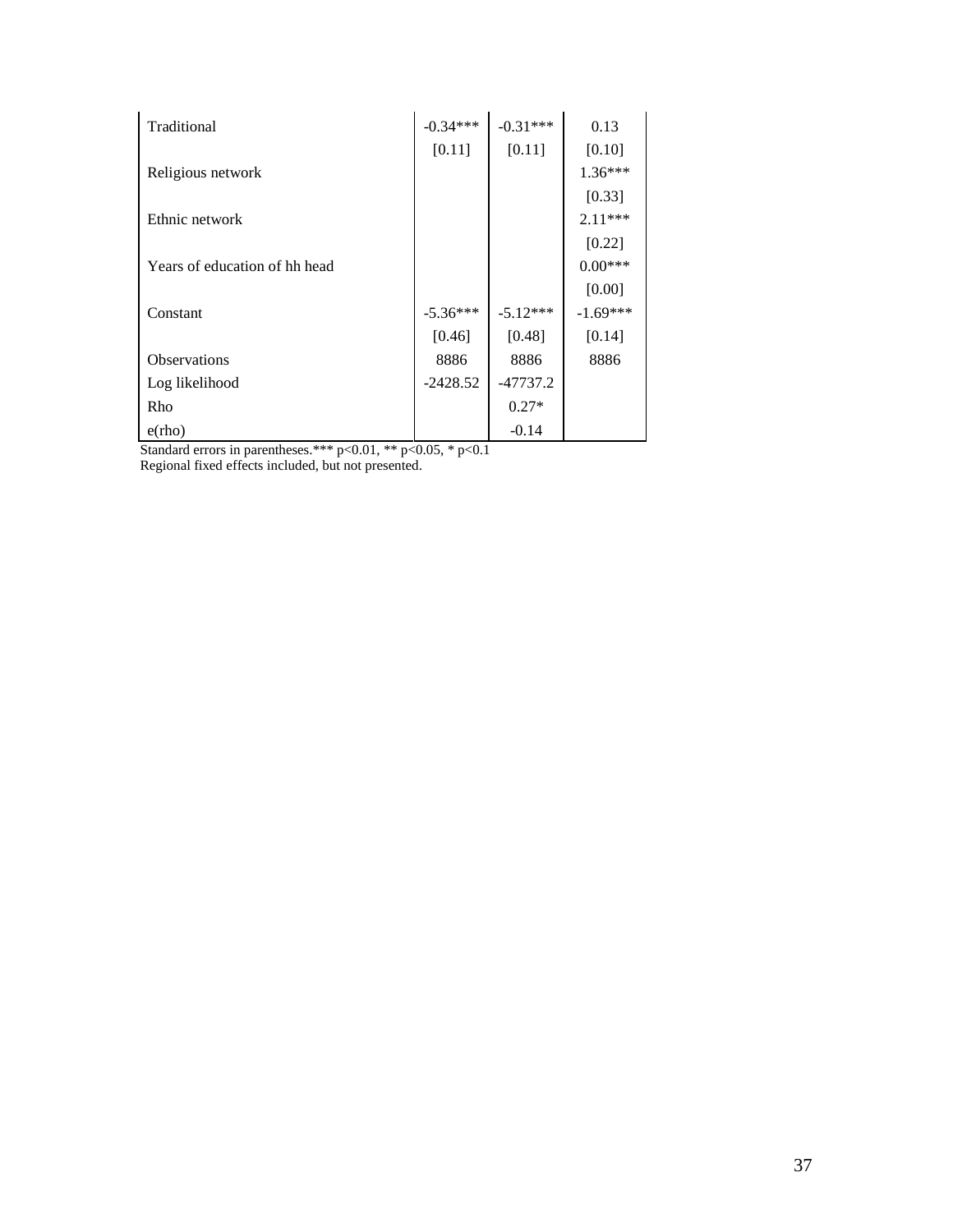| | | | |
|---|---|---|---|
| Traditional | -0.34*** | -0.31*** | 0.13 |
| | [0.11] | [0.11] | [0.10] |
| Religious network | | | 1.36*** |
| | | | [0.33] |
| Ethnic network | | | 2.11*** |
| | | | [0.22] |
| Years of education of hh head | | | 0.00*** |
| | | | [0.00] |
| Constant | -5.36*** | -5.12*** | -1.69*** |
| | [0.46] | [0.48] | [0.14] |
| Observations | 8886 | 8886 | 8886 |
| Log likelihood | -2428.52 | -47737.2 | |
| Rho | | 0.27* | |
| e(rho) | | -0.14 | |

Standard errors in parentheses.*** p<0.01, ** p<0.05, * p<0.1
Regional fixed effects included, but not presented.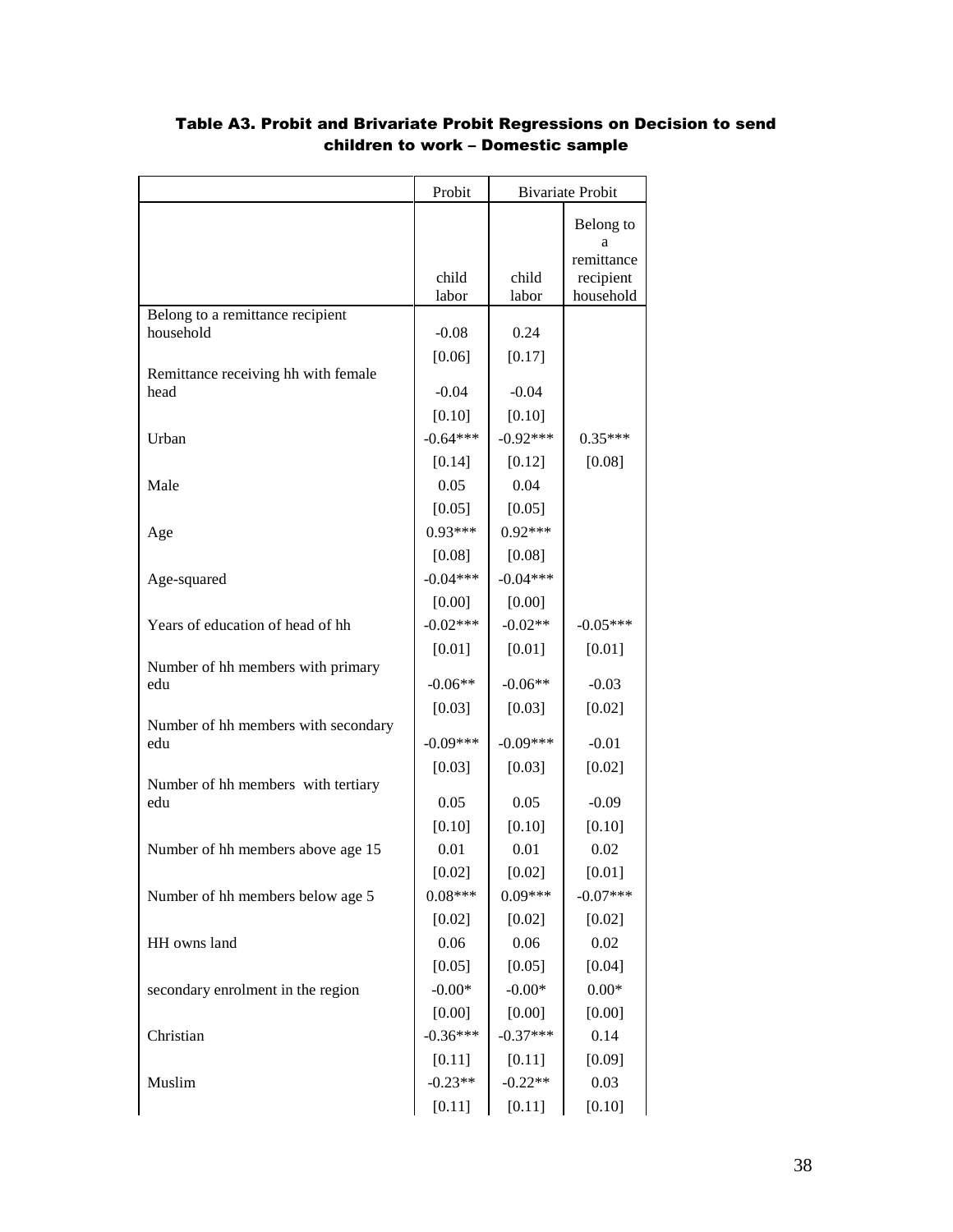## Table A3. Probit and Brivariate Probit Regressions on Decision to send children to work – Domestic sample

| | Probit | Bivariate Probit | |
|---|---|---|---|
| | child labor | child labor | Belong to a remittance recipient household |
| Belong to a remittance recipient household | -0.08 | 0.24 | |
| | [0.06] | [0.17] | |
| Remittance receiving hh with female head | -0.04 | -0.04 | |
| | [0.10] | [0.10] | |
| Urban | -0.64*** | -0.92*** | 0.35*** |
| | [0.14] | [0.12] | [0.08] |
| Male | 0.05 | 0.04 | |
| | [0.05] | [0.05] | |
| Age | 0.93*** | 0.92*** | |
| | [0.08] | [0.08] | |
| Age-squared | -0.04*** | -0.04*** | |
| | [0.00] | [0.00] | |
| Years of education of head of hh | -0.02*** | -0.02** | -0.05*** |
| | [0.01] | [0.01] | [0.01] |
| Number of hh members with primary edu | -0.06** | -0.06** | -0.03 |
| | [0.03] | [0.03] | [0.02] |
| Number of hh members with secondary edu | -0.09*** | -0.09*** | -0.01 |
| | [0.03] | [0.03] | [0.02] |
| Number of hh members with tertiary edu | 0.05 | 0.05 | -0.09 |
| | [0.10] | [0.10] | [0.10] |
| Number of hh members above age 15 | 0.01 | 0.01 | 0.02 |
| | [0.02] | [0.02] | [0.01] |
| Number of hh members below age 5 | 0.08*** | 0.09*** | -0.07*** |
| | [0.02] | [0.02] | [0.02] |
| HH owns land | 0.06 | 0.06 | 0.02 |
| | [0.05] | [0.05] | [0.04] |
| secondary enrolment in the region | -0.00* | -0.00* | 0.00* |
| | [0.00] | [0.00] | [0.00] |
| Christian | -0.36*** | -0.37*** | 0.14 |
| | [0.11] | [0.11] | [0.09] |
| Muslim | -0.23** | -0.22** | 0.03 |
| | [0.11] | [0.11] | [0.10] |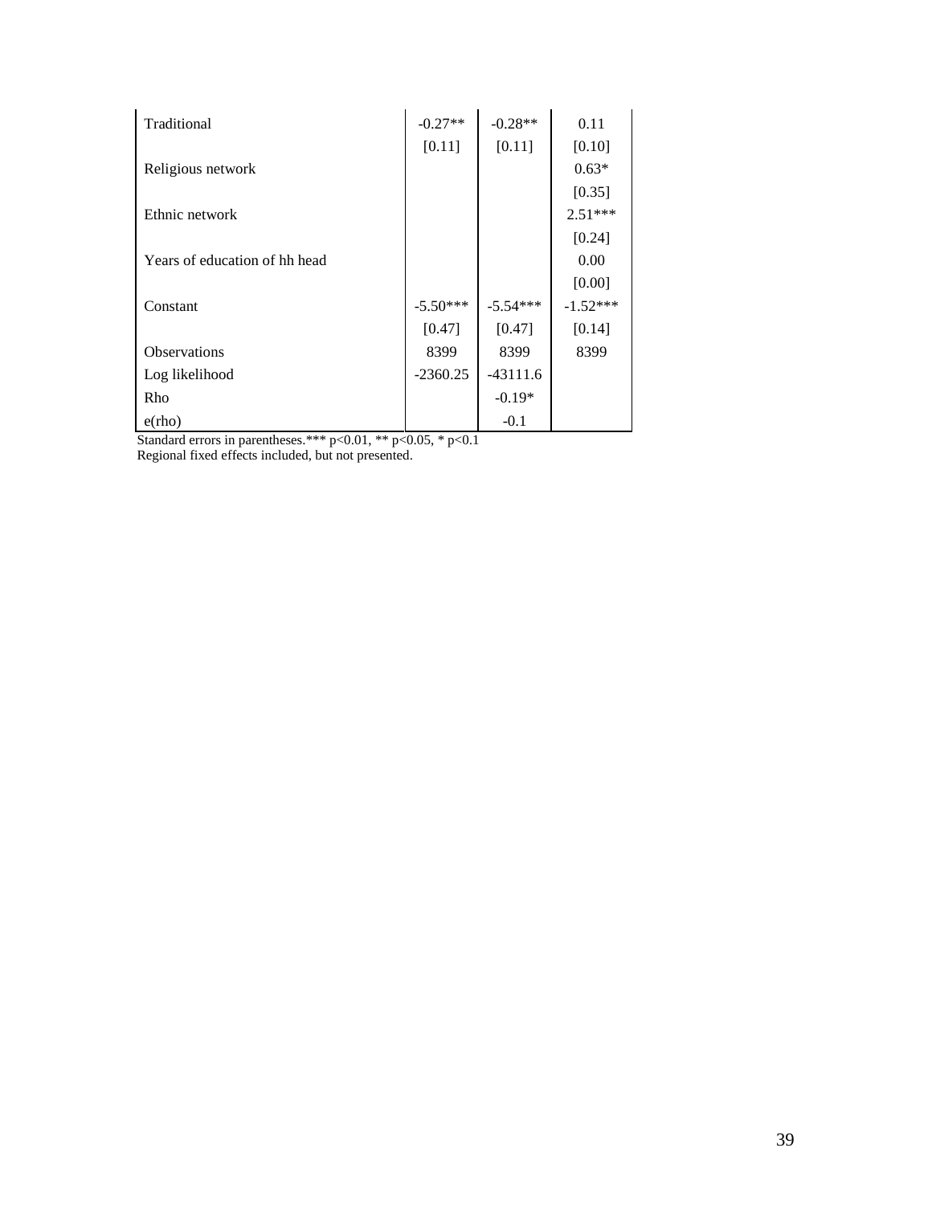| | | | |
|---|---|---|---|
| Traditional | -0.27** | -0.28** | 0.11 |
| | [0.11] | [0.11] | [0.10] |
| Religious network | | | 0.63* |
| | | | [0.35] |
| Ethnic network | | | 2.51*** |
| | | | [0.24] |
| Years of education of hh head | | | 0.00 |
| | | | [0.00] |
| Constant | -5.50*** | -5.54*** | -1.52*** |
| | [0.47] | [0.47] | [0.14] |
| Observations | 8399 | 8399 | 8399 |
| Log likelihood | -2360.25 | -43111.6 | |
| Rho | | -0.19* | |
| e(rho) | | -0.1 | |

Standard errors in parentheses.*** p<0.01, ** p<0.05, * p<0.1
Regional fixed effects included, but not presented.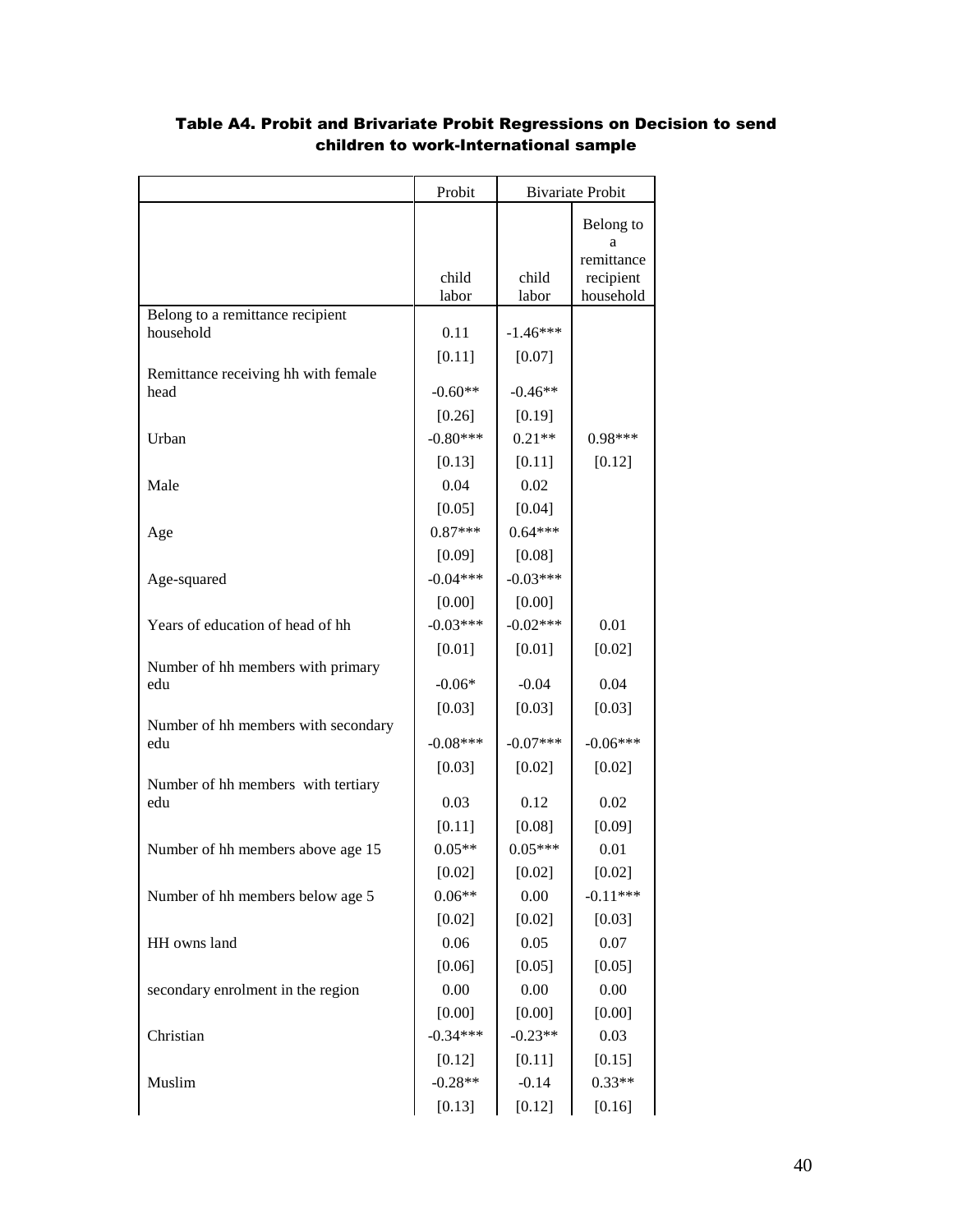### Table A4. Probit and Brivariate Probit Regressions on Decision to send children to work-International sample

| | Probit | Bivariate Probit | |
|---|---|---|---|
| | child labor | child labor | Belong to a remittance recipient household |
| Belong to a remittance recipient household | 0.11 | -1.46*** | |
| | [0.11] | [0.07] | |
| Remittance receiving hh with female head | -0.60** | -0.46** | |
| | [0.26] | [0.19] | |
| Urban | -0.80*** | 0.21** | 0.98*** |
| | [0.13] | [0.11] | [0.12] |
| Male | 0.04 | 0.02 | |
| | [0.05] | [0.04] | |
| Age | 0.87*** | 0.64*** | |
| | [0.09] | [0.08] | |
| Age-squared | -0.04*** | -0.03*** | |
| | [0.00] | [0.00] | |
| Years of education of head of hh | -0.03*** | -0.02*** | 0.01 |
| | [0.01] | [0.01] | [0.02] |
| Number of hh members with primary edu | -0.06* | -0.04 | 0.04 |
| | [0.03] | [0.03] | [0.03] |
| Number of hh members with secondary edu | -0.08*** | -0.07*** | -0.06*** |
| | [0.03] | [0.02] | [0.02] |
| Number of hh members with tertiary edu | 0.03 | 0.12 | 0.02 |
| | [0.11] | [0.08] | [0.09] |
| Number of hh members above age 15 | 0.05** | 0.05*** | 0.01 |
| | [0.02] | [0.02] | [0.02] |
| Number of hh members below age 5 | 0.06** | 0.00 | -0.11*** |
| | [0.02] | [0.02] | [0.03] |
| HH owns land | 0.06 | 0.05 | 0.07 |
| | [0.06] | [0.05] | [0.05] |
| secondary enrolment in the region | 0.00 | 0.00 | 0.00 |
| | [0.00] | [0.00] | [0.00] |
| Christian | -0.34*** | -0.23** | 0.03 |
| | [0.12] | [0.11] | [0.15] |
| Muslim | -0.28** | -0.14 | 0.33** |
| | [0.13] | [0.12] | [0.16] |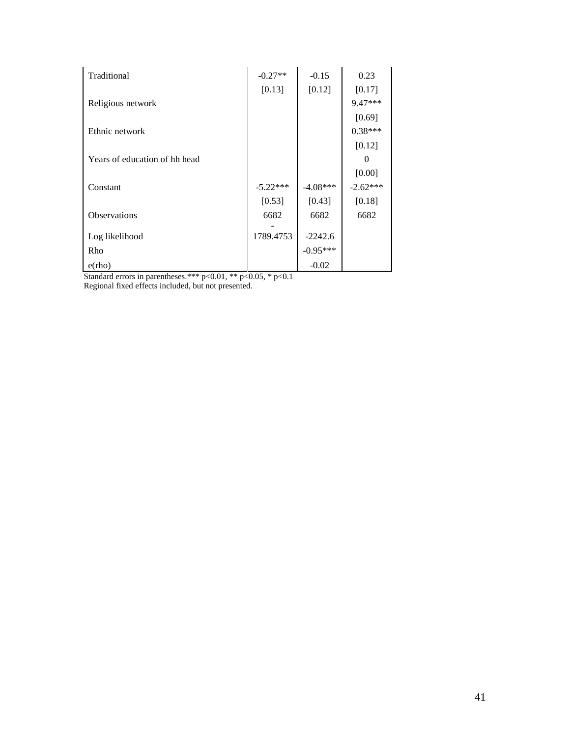| | | | |
|---|---|---|---|
| Traditional | -0.27** | -0.15 | 0.23 |
| | [0.13] | [0.12] | [0.17] |
| Religious network | | | 9.47*** |
| | | | [0.69] |
| Ethnic network | | | 0.38*** |
| | | | [0.12] |
| Years of education of hh head | | | 0 |
| | | | [0.00] |
| Constant | -5.22*** | -4.08*** | -2.62*** |
| | [0.53] | [0.43] | [0.18] |
| Observations | 6682 | 6682 | 6682 |
| Log likelihood | -1789.4753 | -2242.6 | |
| Rho | | -0.95*** | |
| e(rho) | | -0.02 | |

Standard errors in parentheses.*** p<0.01, ** p<0.05, * p<0.1

Regional fixed effects included, but not presented.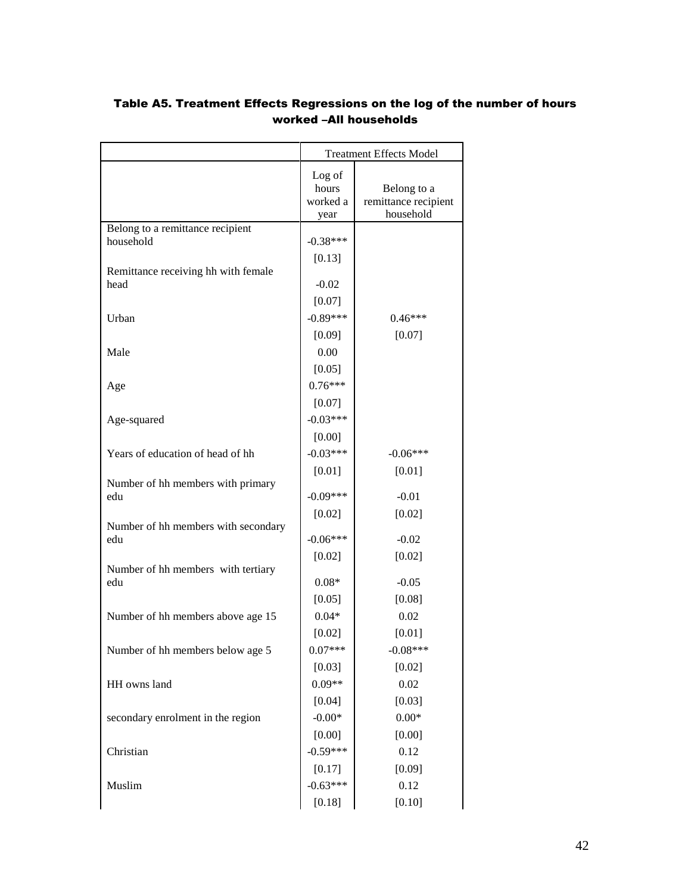### Table A5. Treatment Effects Regressions on the log of the number of hours worked –All households

| | Treatment Effects Model | |
|---|---|---|
| | Log of hours worked a year | Belong to a remittance recipient household |
| Belong to a remittance recipient household | -0.38*** | |
| | [0.13] | |
| Remittance receiving hh with female head | -0.02 | |
| | [0.07] | |
| Urban | -0.89*** | 0.46*** |
| | [0.09] | [0.07] |
| Male | 0.00 | |
| | [0.05] | |
| Age | 0.76*** | |
| | [0.07] | |
| Age-squared | -0.03*** | |
| | [0.00] | |
| Years of education of head of hh | -0.03*** | -0.06*** |
| | [0.01] | [0.01] |
| Number of hh members with primary edu | -0.09*** | -0.01 |
| | [0.02] | [0.02] |
| Number of hh members with secondary edu | -0.06*** | -0.02 |
| | [0.02] | [0.02] |
| Number of hh members with tertiary edu | 0.08* | -0.05 |
| | [0.05] | [0.08] |
| Number of hh members above age 15 | 0.04* | 0.02 |
| | [0.02] | [0.01] |
| Number of hh members below age 5 | 0.07*** | -0.08*** |
| | [0.03] | [0.02] |
| HH owns land | 0.09** | 0.02 |
| | [0.04] | [0.03] |
| secondary enrolment in the region | -0.00* | 0.00* |
| | [0.00] | [0.00] |
| Christian | -0.59*** | 0.12 |
| | [0.17] | [0.09] |
| Muslim | -0.63*** | 0.12 |
| | [0.18] | [0.10] |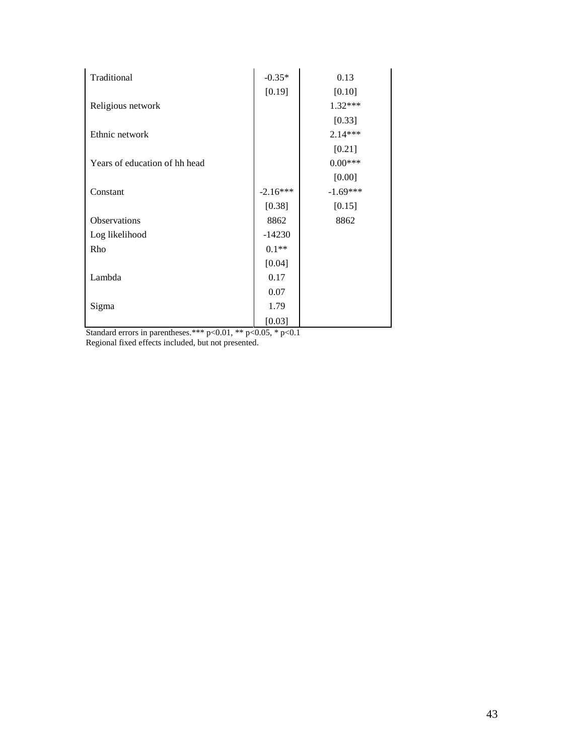| | | |
|---|---|---|
| Traditional | -0.35* | 0.13 |
| | [0.19] | [0.10] |
| Religious network | | 1.32*** |
| | | [0.33] |
| Ethnic network | | 2.14*** |
| | | [0.21] |
| Years of education of hh head | | 0.00*** |
| | | [0.00] |
| Constant | -2.16*** | -1.69*** |
| | [0.38] | [0.15] |
| Observations | 8862 | 8862 |
| Log likelihood | -14230 | |
| Rho | 0.1** | |
| | [0.04] | |
| Lambda | 0.17 | |
| | 0.07 | |
| Sigma | 1.79 | |
| | [0.03] | |

Standard errors in parentheses.*** p<0.01, ** p<0.05, * p<0.1
Regional fixed effects included, but not presented.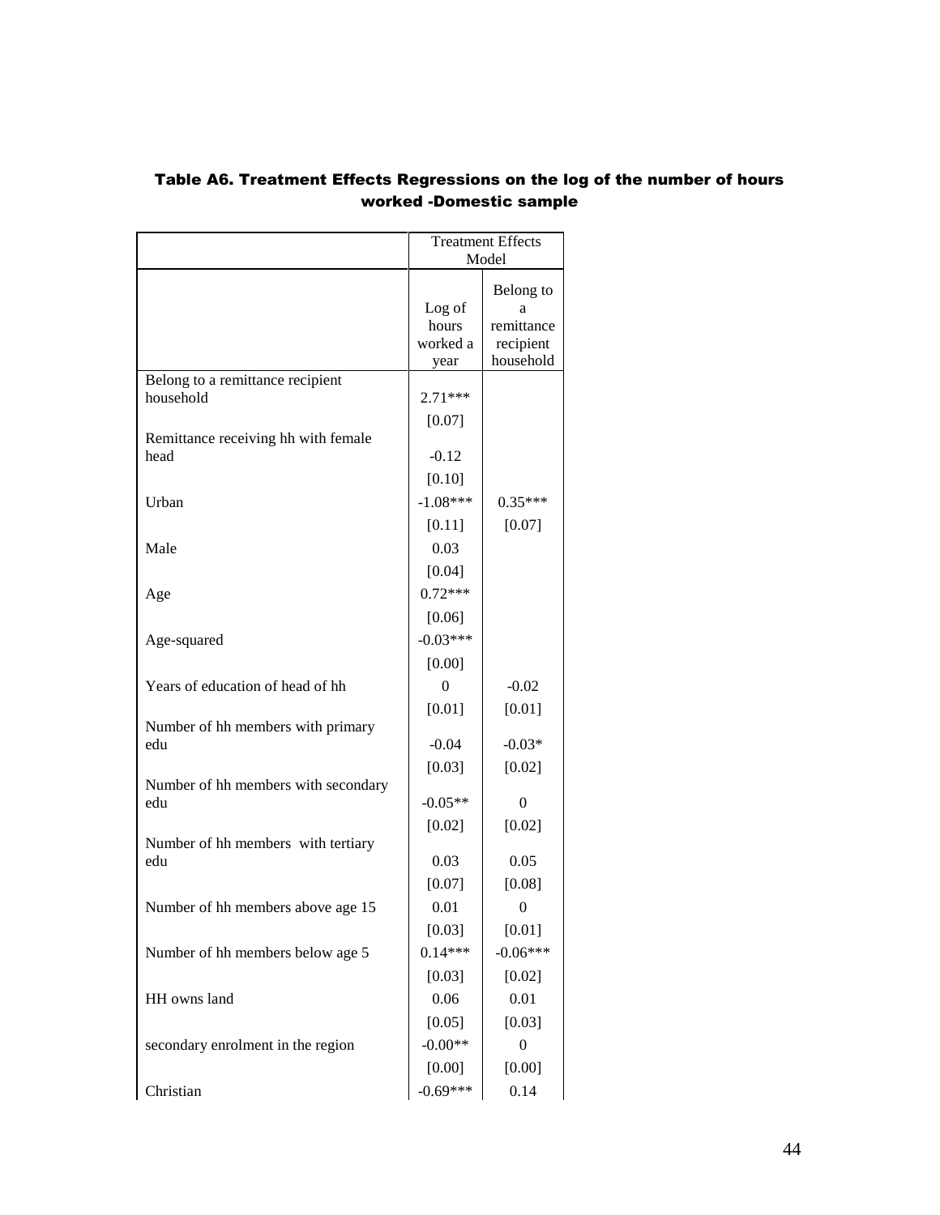### Table A6. Treatment Effects Regressions on the log of the number of hours worked -Domestic sample

| | Treatment Effects Model | |
|---|---|---|
| | Log of hours worked a year | Belong to a remittance recipient household |
| Belong to a remittance recipient household | 2.71*** | |
| | [0.07] | |
| Remittance receiving hh with female head | -0.12 | |
| | [0.10] | |
| Urban | -1.08*** | 0.35*** |
| | [0.11] | [0.07] |
| Male | 0.03 | |
| | [0.04] | |
| Age | 0.72*** | |
| | [0.06] | |
| Age-squared | -0.03*** | |
| | [0.00] | |
| Years of education of head of hh | 0 | -0.02 |
| | [0.01] | [0.01] |
| Number of hh members with primary edu | -0.04 | -0.03* |
| | [0.03] | [0.02] |
| Number of hh members with secondary edu | -0.05** | 0 |
| | [0.02] | [0.02] |
| Number of hh members with tertiary edu | 0.03 | 0.05 |
| | [0.07] | [0.08] |
| Number of hh members above age 15 | 0.01 | 0 |
| | [0.03] | [0.01] |
| Number of hh members below age 5 | 0.14*** | -0.06*** |
| | [0.03] | [0.02] |
| HH owns land | 0.06 | 0.01 |
| | [0.05] | [0.03] |
| secondary enrolment in the region | -0.00** | 0 |
| | [0.00] | [0.00] |
| Christian | -0.69*** | 0.14 |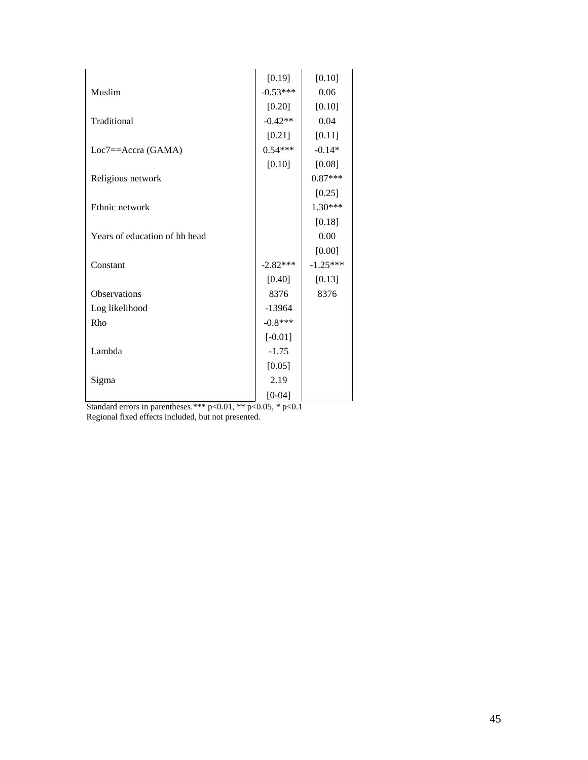| | | |
|---|---|---|
| | [0.19] | [0.10] |
| Muslim | -0.53*** | 0.06 |
| | [0.20] | [0.10] |
| Traditional | -0.42** | 0.04 |
| | [0.21] | [0.11] |
| Loc7==Accra (GAMA) | 0.54*** | -0.14* |
| | [0.10] | [0.08] |
| Religious network | | 0.87*** |
| | | [0.25] |
| Ethnic network | | 1.30*** |
| | | [0.18] |
| Years of education of hh head | | 0.00 |
| | | [0.00] |
| Constant | -2.82*** | -1.25*** |
| | [0.40] | [0.13] |
| Observations | 8376 | 8376 |
| Log likelihood | -13964 | |
| Rho | -0.8*** | |
| | [-0.01] | |
| Lambda | -1.75 | |
| | [0.05] | |
| Sigma | 2.19 | |
| | [0-04] | |

Standard errors in parentheses.*** p<0.01, ** p<0.05, * p<0.1
Regional fixed effects included, but not presented.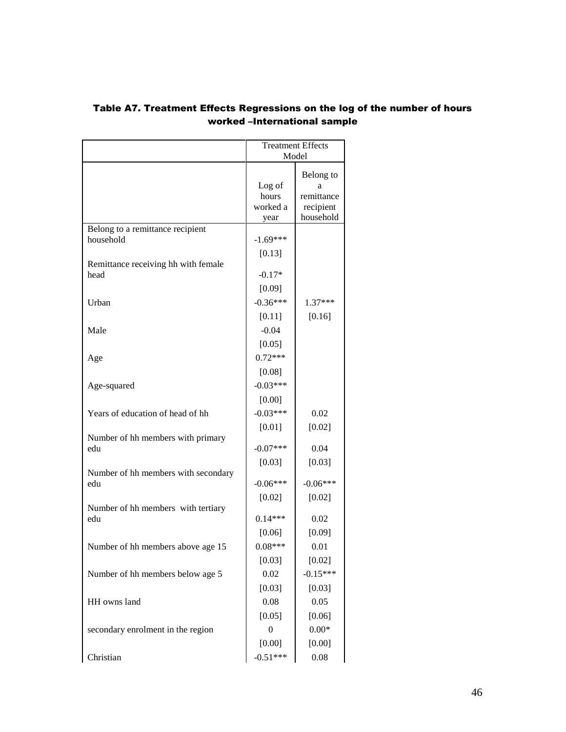**Table A7. Treatment Effects Regressions on the log of the number of hours worked –International sample**

| | Treatment Effects Model | |
|---|---|---|
| | Log of hours worked a year | Belong to a remittance recipient household |
| Belong to a remittance recipient household | -1.69*** | |
| | [0.13] | |
| Remittance receiving hh with female head | -0.17* | |
| | [0.09] | |
| Urban | -0.36*** | 1.37*** |
| | [0.11] | [0.16] |
| Male | -0.04 | |
| | [0.05] | |
| Age | 0.72*** | |
| | [0.08] | |
| Age-squared | -0.03*** | |
| | [0.00] | |
| Years of education of head of hh | -0.03*** | 0.02 |
| | [0.01] | [0.02] |
| Number of hh members with primary edu | -0.07*** | 0.04 |
| | [0.03] | [0.03] |
| Number of hh members with secondary edu | -0.06*** | -0.06*** |
| | [0.02] | [0.02] |
| Number of hh members with tertiary edu | 0.14*** | 0.02 |
| | [0.06] | [0.09] |
| Number of hh members above age 15 | 0.08*** | 0.01 |
| | [0.03] | [0.02] |
| Number of hh members below age 5 | 0.02 | -0.15*** |
| | [0.03] | [0.03] |
| HH owns land | 0.08 | 0.05 |
| | [0.05] | [0.06] |
| secondary enrolment in the region | 0 | 0.00* |
| | [0.00] | [0.00] |
| Christian | -0.51*** | 0.08 |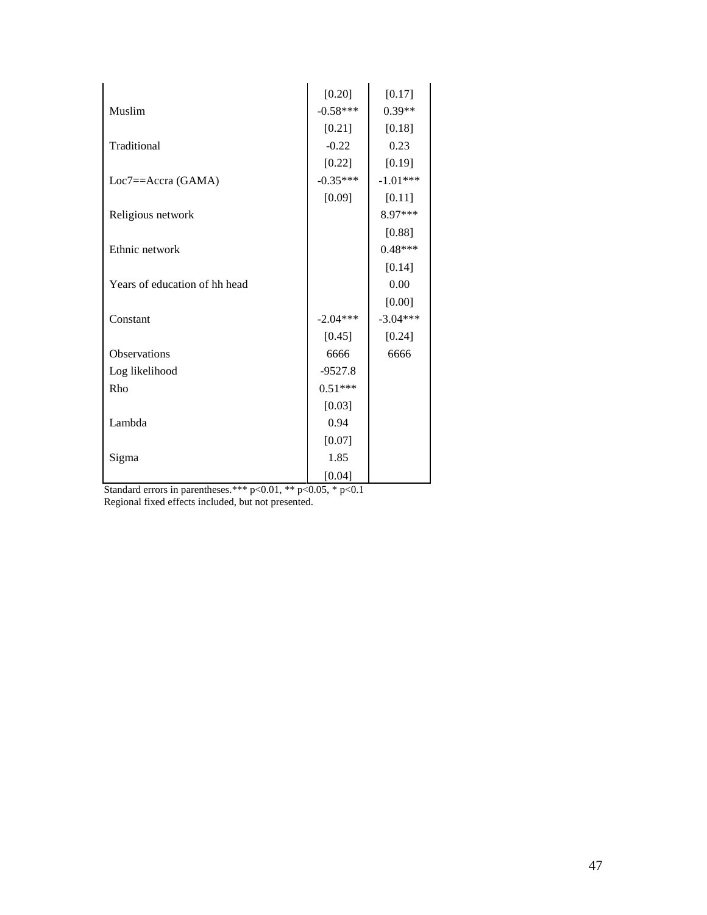| | | |
|---|---|---|
| | [0.20] | [0.17] |
| Muslim | -0.58*** | 0.39** |
| | [0.21] | [0.18] |
| Traditional | -0.22 | 0.23 |
| | [0.22] | [0.19] |
| Loc7==Accra (GAMA) | -0.35*** | -1.01*** |
| | [0.09] | [0.11] |
| Religious network | | 8.97*** |
| | | [0.88] |
| Ethnic network | | 0.48*** |
| | | [0.14] |
| Years of education of hh head | | 0.00 |
| | | [0.00] |
| Constant | -2.04*** | -3.04*** |
| | [0.45] | [0.24] |
| Observations | 6666 | 6666 |
| Log likelihood | -9527.8 | |
| Rho | 0.51*** | |
| | [0.03] | |
| Lambda | 0.94 | |
| | [0.07] | |
| Sigma | 1.85 | |
| | [0.04] | |

Standard errors in parentheses.*** p<0.01, ** p<0.05, * p<0.1
Regional fixed effects included, but not presented.